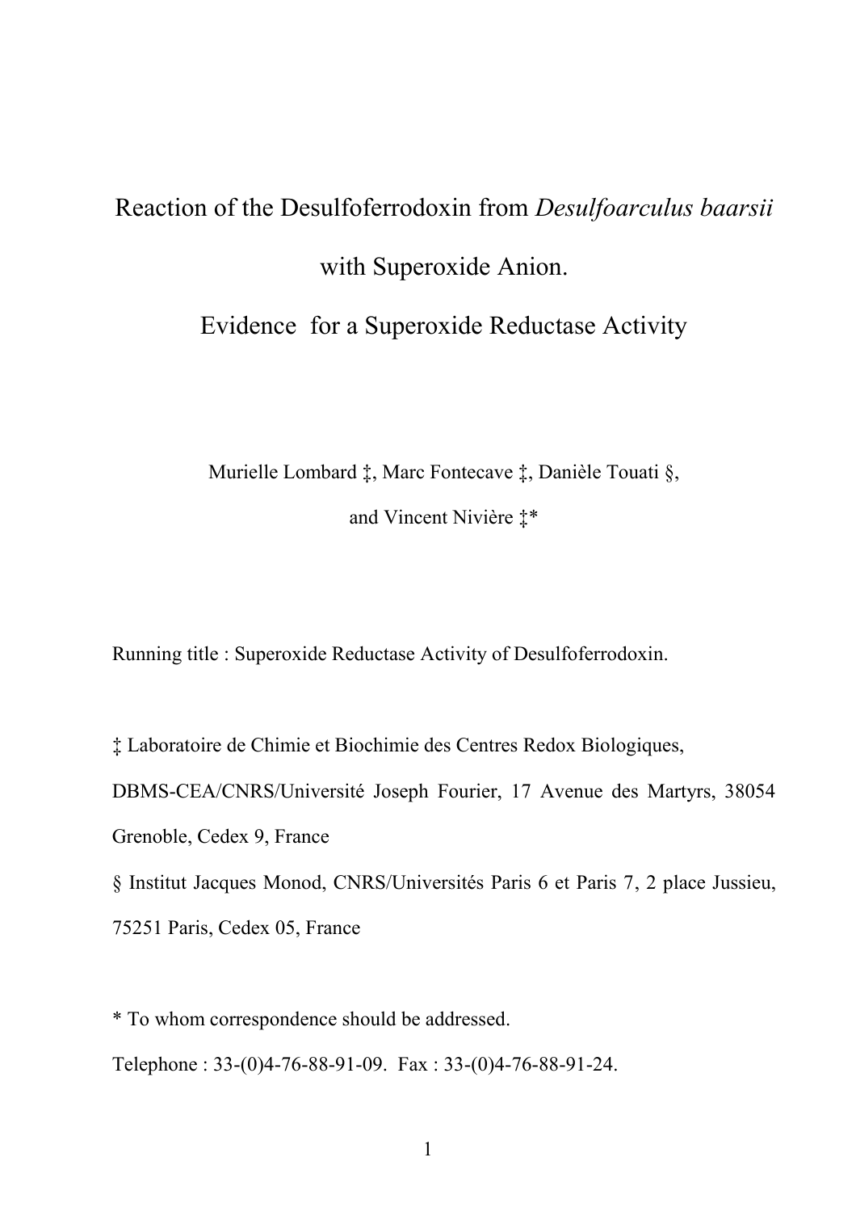# Reaction of the Desulfoferrodoxin from *Desulfoarculus baarsii* with Superoxide Anion. Evidence for a Superoxide Reductase Activity

Murielle Lombard ‡, Marc Fontecave ‡, Danièle Touati §, and Vincent Nivière ‡*

Running title : Superoxide Reductase Activity of Desulfoferrodoxin.

‡ Laboratoire de Chimie et Biochimie des Centres Redox Biologiques, DBMS-CEA/CNRS/Université Joseph Fourier, 17 Avenue des Martyrs, 38054 Grenoble, Cedex 9, France

§ Institut Jacques Monod, CNRS/Universités Paris 6 et Paris 7, 2 place Jussieu, 75251 Paris, Cedex 05, France

\* To whom correspondence should be addressed.

Telephone : 33-(0)4-76-88-91-09. Fax : 33-(0)4-76-88-91-24.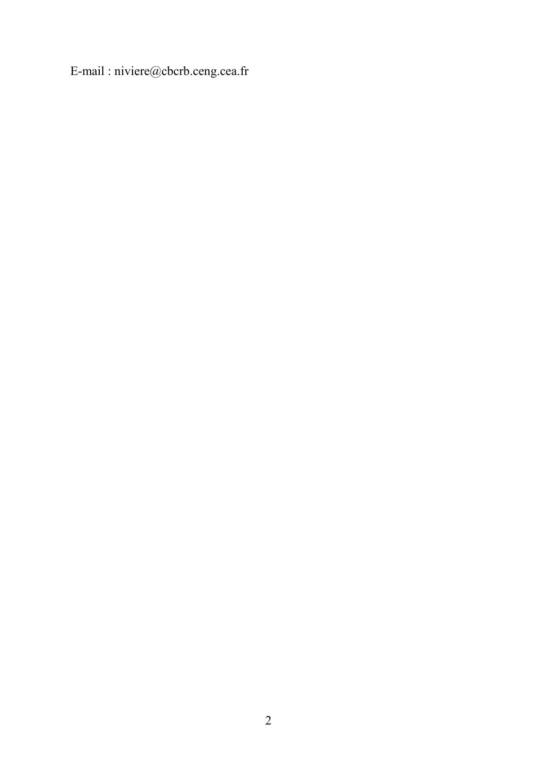E-mail : niviere@cbcrb.ceng.cea.fr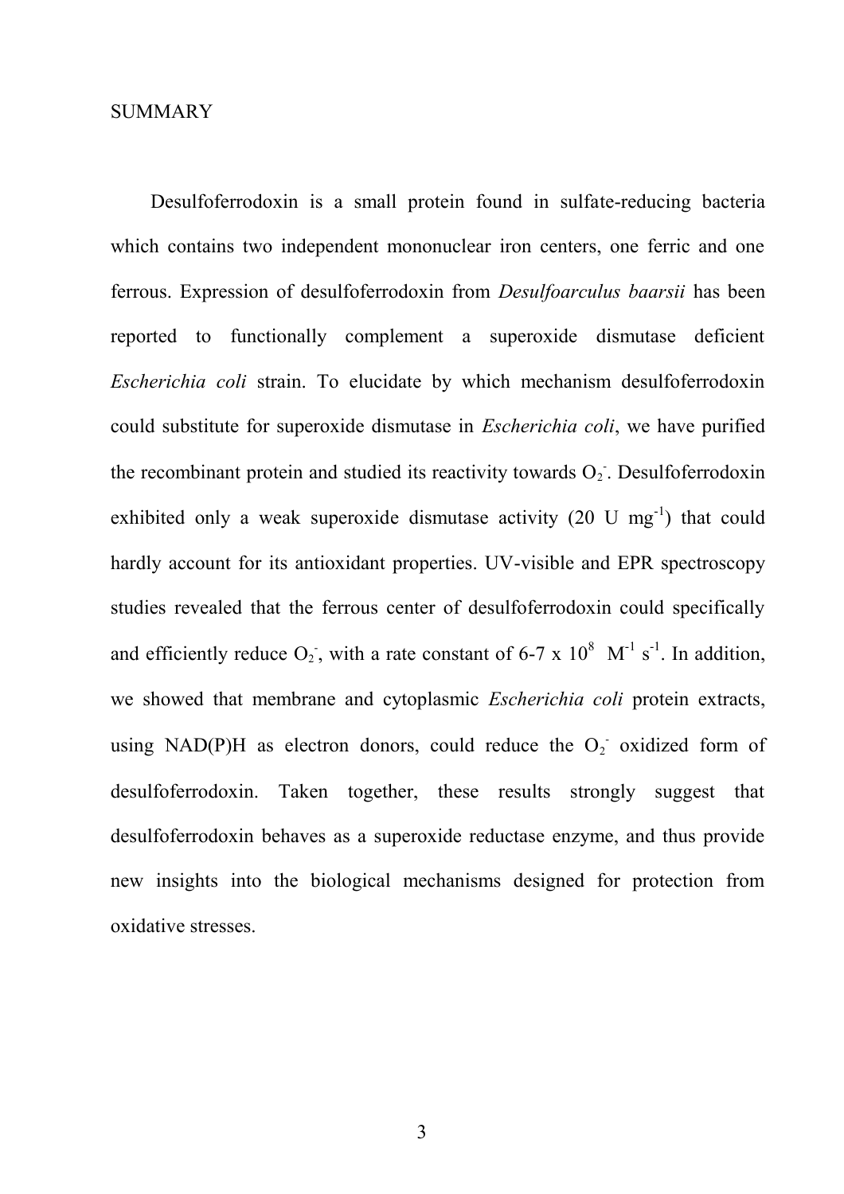# SUMMARY

Desulfoferrodoxin is a small protein found in sulfate-reducing bacteria which contains two independent mononuclear iron centers, one ferric and one ferrous. Expression of desulfoferrodoxin from *Desulfoarculus baarsii* has been reported to functionally complement a superoxide dismutase deficient *Escherichia coli* strain. To elucidate by which mechanism desulfoferrodoxin could substitute for superoxide dismutase in *Escherichia coli*, we have purified the recombinant protein and studied its reactivity towards $O_2^-$. Desulfoferrodoxin exhibited only a weak superoxide dismutase activity (20 U $mg^{-1}$) that could hardly account for its antioxidant properties. UV-visible and EPR spectroscopy studies revealed that the ferrous center of desulfoferrodoxin could specifically and efficiently reduce $O_2^-$, with a rate constant of 6-7 x $10^8$ $M^{-1}$ $s^{-1}$. In addition, we showed that membrane and cytoplasmic *Escherichia coli* protein extracts, using NAD(P)H as electron donors, could reduce the $O_2^-$ oxidized form of desulfoferrodoxin. Taken together, these results strongly suggest that desulfoferrodoxin behaves as a superoxide reductase enzyme, and thus provide new insights into the biological mechanisms designed for protection from oxidative stresses.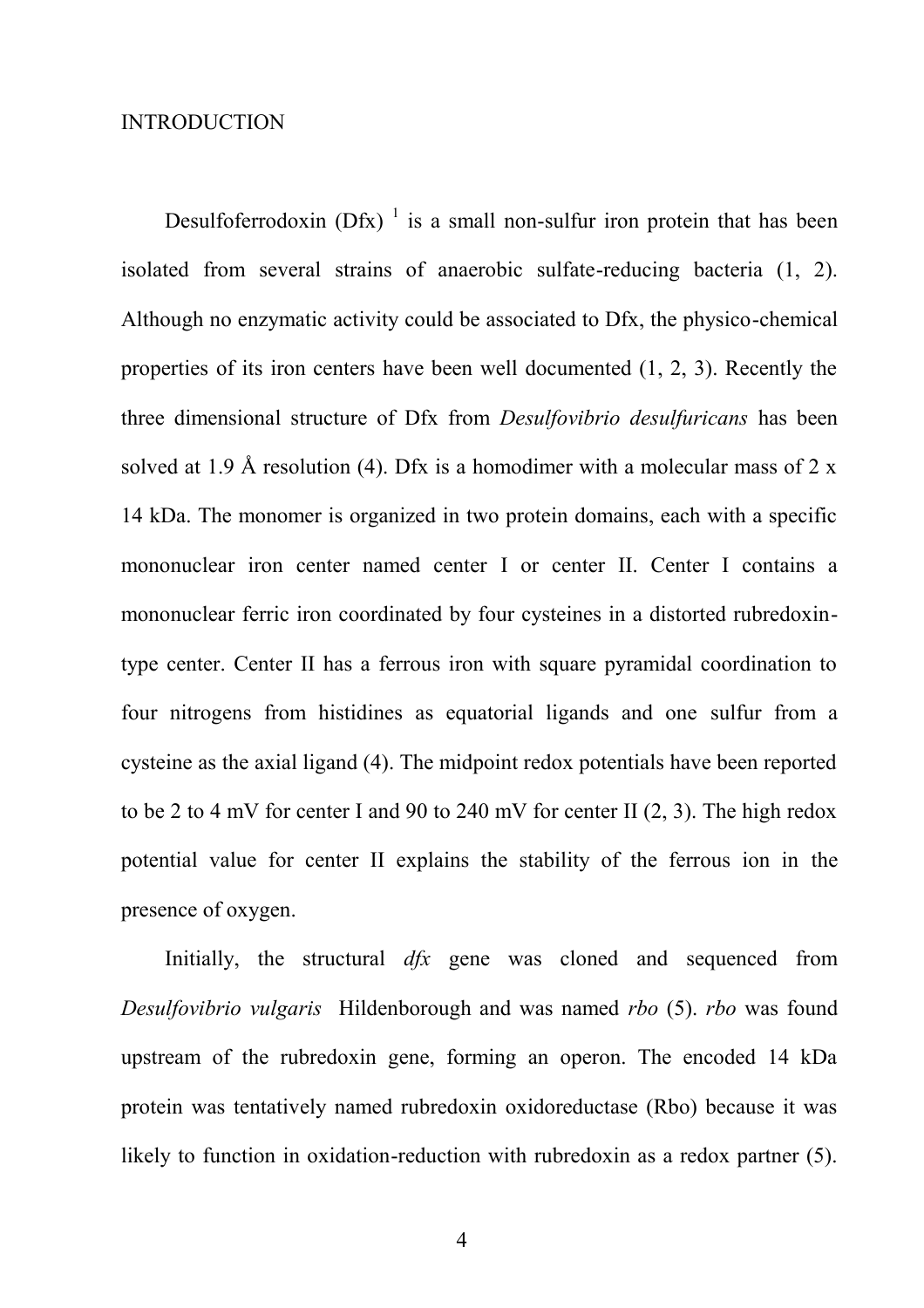## INTRODUCTION

Desulfoferrodoxin (Dfx) [1] is a small non-sulfur iron protein that has been isolated from several strains of anaerobic sulfate-reducing bacteria (1, 2). Although no enzymatic activity could be associated to Dfx, the physico-chemical properties of its iron centers have been well documented (1, 2, 3). Recently the three dimensional structure of Dfx from *Desulfovibrio desulfuricans* has been solved at 1.9 Å resolution (4). Dfx is a homodimer with a molecular mass of 2 x 14 kDa. The monomer is organized in two protein domains, each with a specific mononuclear iron center named center I or center II. Center I contains a mononuclear ferric iron coordinated by four cysteines in a distorted rubredoxin-type center. Center II has a ferrous iron with square pyramidal coordination to four nitrogens from histidines as equatorial ligands and one sulfur from a cysteine as the axial ligand (4). The midpoint redox potentials have been reported to be 2 to 4 mV for center I and 90 to 240 mV for center II (2, 3). The high redox potential value for center II explains the stability of the ferrous ion in the presence of oxygen.

Initially, the structural *dfx* gene was cloned and sequenced from *Desulfovibrio vulgaris* Hildenborough and was named *rbo* (5). *rbo* was found upstream of the rubredoxin gene, forming an operon. The encoded 14 kDa protein was tentatively named rubredoxin oxidoreductase (Rbo) because it was likely to function in oxidation-reduction with rubredoxin as a redox partner (5).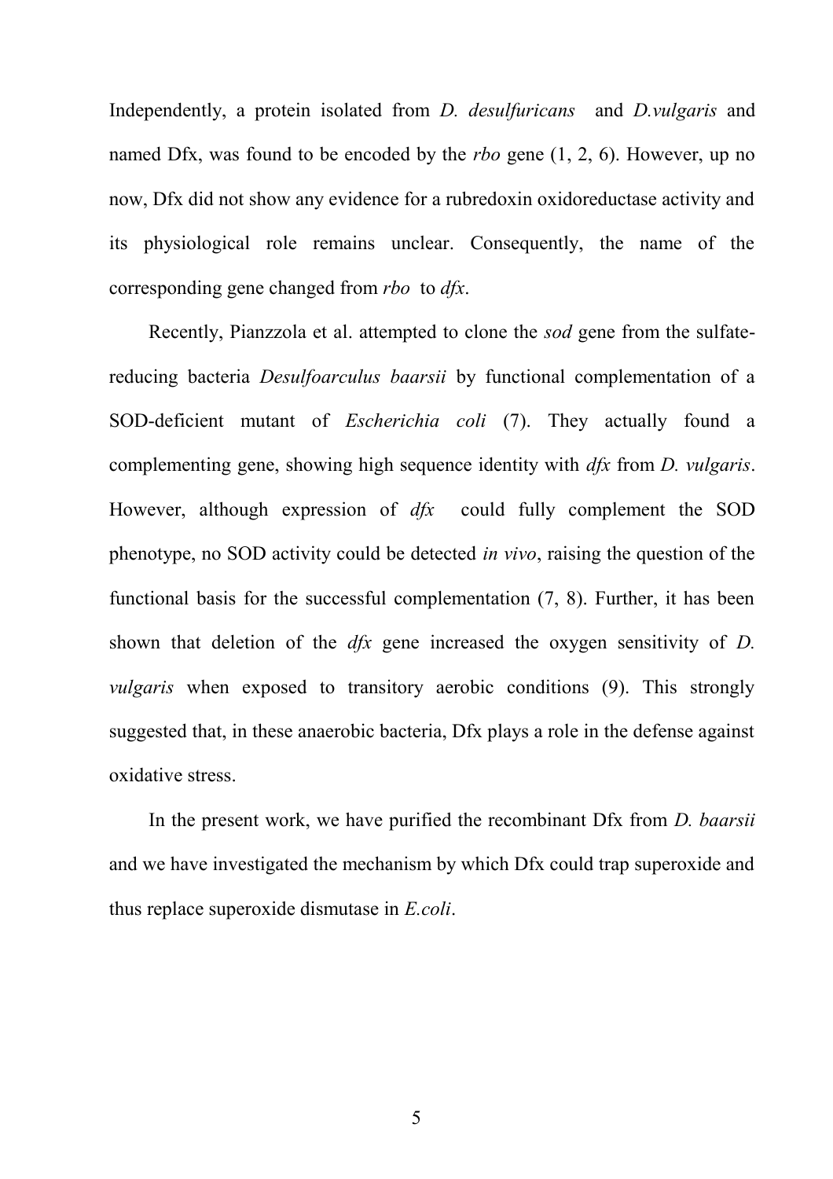Independently, a protein isolated from *D. desulfuricans* and *D.vulgaris* and named Dfx, was found to be encoded by the *rbo* gene (1, 2, 6). However, up no now, Dfx did not show any evidence for a rubredoxin oxidoreductase activity and its physiological role remains unclear. Consequently, the name of the corresponding gene changed from *rbo* to *dfx*.

Recently, Pianzzola et al. attempted to clone the *sod* gene from the sulfate-reducing bacteria *Desulfoarculus baarsii* by functional complementation of a SOD-deficient mutant of *Escherichia coli* (7). They actually found a complementing gene, showing high sequence identity with *dfx* from *D. vulgaris*. However, although expression of *dfx* could fully complement the SOD phenotype, no SOD activity could be detected *in vivo*, raising the question of the functional basis for the successful complementation (7, 8). Further, it has been shown that deletion of the *dfx* gene increased the oxygen sensitivity of *D. vulgaris* when exposed to transitory aerobic conditions (9). This strongly suggested that, in these anaerobic bacteria, Dfx plays a role in the defense against oxidative stress.

In the present work, we have purified the recombinant Dfx from *D. baarsii* and we have investigated the mechanism by which Dfx could trap superoxide and thus replace superoxide dismutase in *E.coli*.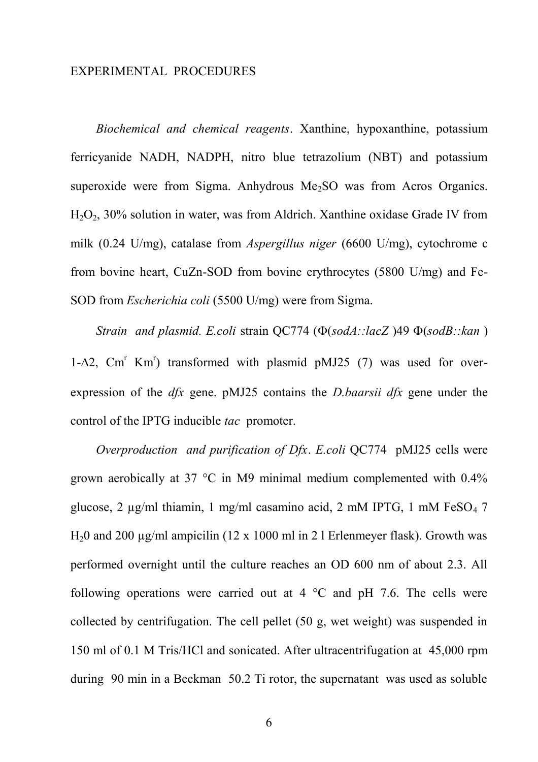EXPERIMENTAL PROCEDURES

*Biochemical and chemical reagents*. Xanthine, hypoxanthine, potassium ferricyanide NADH, NADPH, nitro blue tetrazolium (NBT) and potassium superoxide were from Sigma. Anhydrous $Me_2SO$ was from Acros Organics. $H_2O_2$, 30% solution in water, was from Aldrich. Xanthine oxidase Grade IV from milk (0.24 U/mg), catalase from *Aspergillus niger* (6600 U/mg), cytochrome c from bovine heart, CuZn-SOD from bovine erythrocytes (5800 U/mg) and Fe-SOD from *Escherichia coli* (5500 U/mg) were from Sigma.

*Strain and plasmid. E.coli* strain QC774 (Φ(*sodA::lacZ* )49 Φ(*sodB::kan* ) 1-Δ2, $Cm^r$ $Km^r$) transformed with plasmid pMJ25 (7) was used for over-expression of the *dfx* gene. pMJ25 contains the *D.baarsii dfx* gene under the control of the IPTG inducible *tac* promoter.

*Overproduction and purification of Dfx*. *E.coli* QC774 pMJ25 cells were grown aerobically at 37 °C in M9 minimal medium complemented with 0.4% glucose, 2 µg/ml thiamin, 1 mg/ml casamino acid, 2 mM IPTG, 1 mM $FeSO_4$ 7 $H_2O$ and 200 µg/ml ampicilin (12 x 1000 ml in 2 l Erlenmeyer flask). Growth was performed overnight until the culture reaches an OD 600 nm of about 2.3. All following operations were carried out at 4 °C and pH 7.6. The cells were collected by centrifugation. The cell pellet (50 g, wet weight) was suspended in 150 ml of 0.1 M Tris/HCl and sonicated. After ultracentrifugation at 45,000 rpm during 90 min in a Beckman 50.2 Ti rotor, the supernatant was used as soluble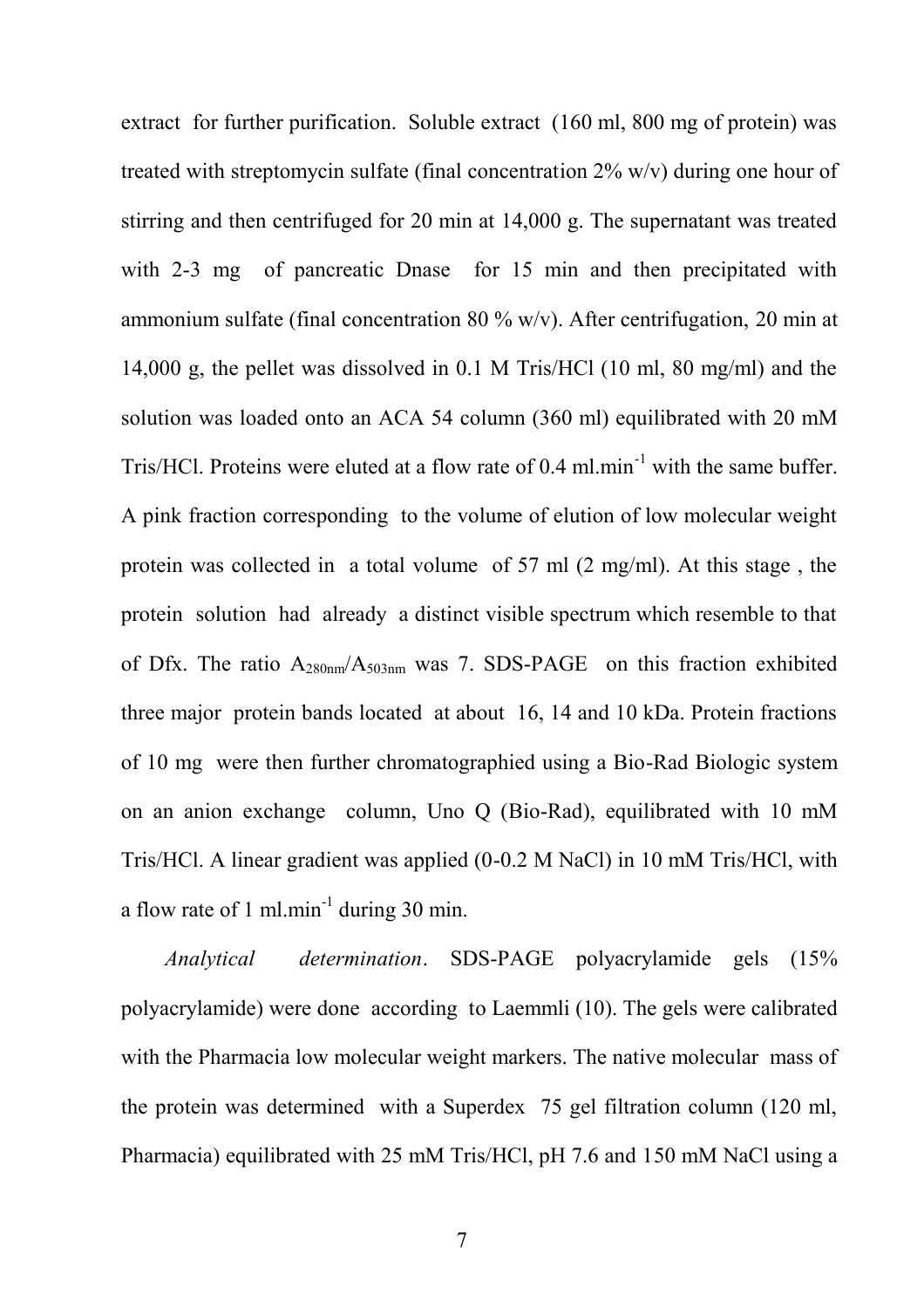extract for further purification. Soluble extract (160 ml, 800 mg of protein) was treated with streptomycin sulfate (final concentration 2% w/v) during one hour of stirring and then centrifuged for 20 min at 14,000 g. The supernatant was treated with 2-3 mg of pancreatic Dnase for 15 min and then precipitated with ammonium sulfate (final concentration 80 % w/v). After centrifugation, 20 min at 14,000 g, the pellet was dissolved in 0.1 M Tris/HCl (10 ml, 80 mg/ml) and the solution was loaded onto an ACA 54 column (360 ml) equilibrated with 20 mM Tris/HCl. Proteins were eluted at a flow rate of 0.4 $ml.min^{-1}$ with the same buffer. A pink fraction corresponding to the volume of elution of low molecular weight protein was collected in a total volume of 57 ml (2 mg/ml). At this stage , the protein solution had already a distinct visible spectrum which resemble to that of Dfx. The ratio $A_{280nm}/A_{503nm}$ was 7. SDS-PAGE on this fraction exhibited three major protein bands located at about 16, 14 and 10 kDa. Protein fractions of 10 mg were then further chromatographied using a Bio-Rad Biologic system on an anion exchange column, Uno Q (Bio-Rad), equilibrated with 10 mM Tris/HCl. A linear gradient was applied (0-0.2 M NaCl) in 10 mM Tris/HCl, with a flow rate of 1 $ml.min^{-1}$ during 30 min.

*Analytical determination*. SDS-PAGE polyacrylamide gels (15% polyacrylamide) were done according to Laemmli (10). The gels were calibrated with the Pharmacia low molecular weight markers. The native molecular mass of the protein was determined with a Superdex 75 gel filtration column (120 ml, Pharmacia) equilibrated with 25 mM Tris/HCl, pH 7.6 and 150 mM NaCl using a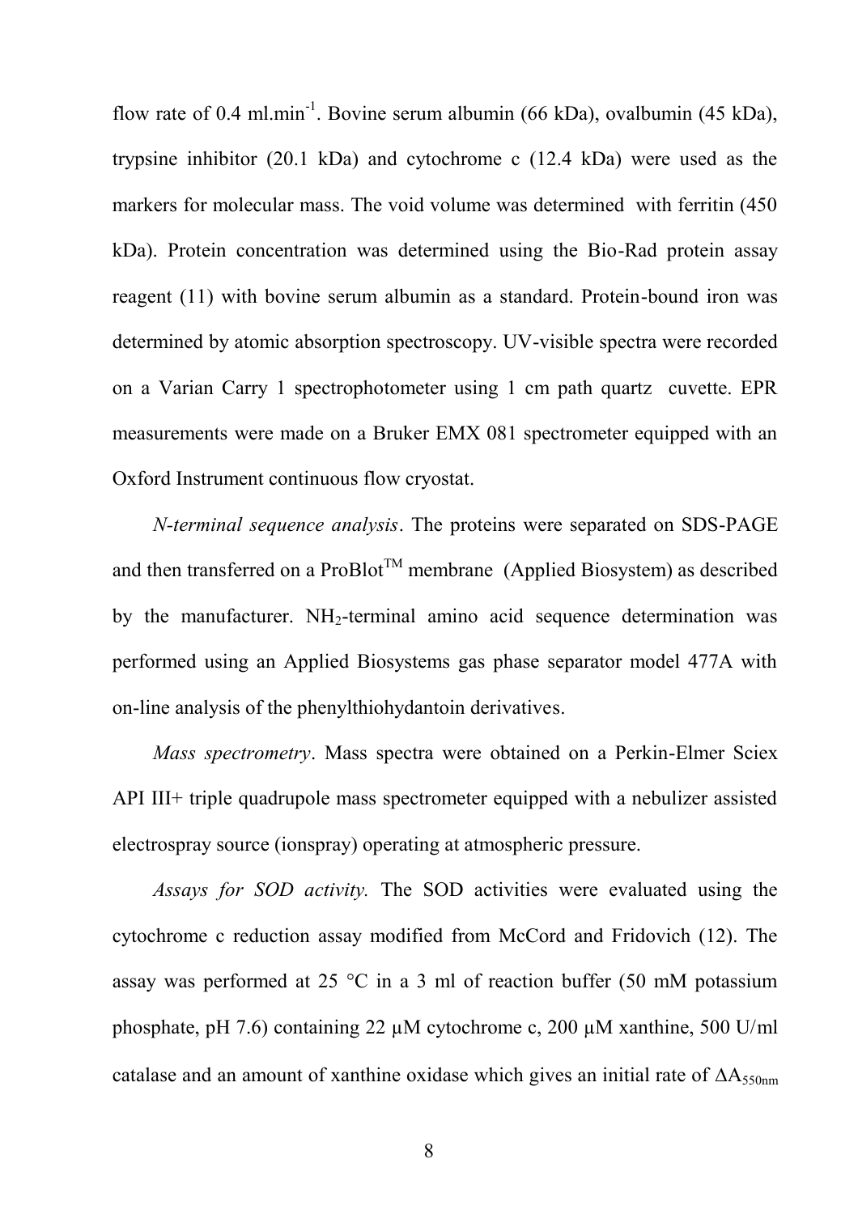flow rate of 0.4 ml.min$^{-1}$. Bovine serum albumin (66 kDa), ovalbumin (45 kDa), trypsine inhibitor (20.1 kDa) and cytochrome c (12.4 kDa) were used as the markers for molecular mass. The void volume was determined with ferritin (450 kDa). Protein concentration was determined using the Bio-Rad protein assay reagent (11) with bovine serum albumin as a standard. Protein-bound iron was determined by atomic absorption spectroscopy. UV-visible spectra were recorded on a Varian Carry 1 spectrophotometer using 1 cm path quartz cuvette. EPR measurements were made on a Bruker EMX 081 spectrometer equipped with an Oxford Instrument continuous flow cryostat.

*N-terminal sequence analysis*. The proteins were separated on SDS-PAGE and then transferred on a ProBlot™ membrane (Applied Biosystem) as described by the manufacturer. $NH_2$-terminal amino acid sequence determination was performed using an Applied Biosystems gas phase separator model 477A with on-line analysis of the phenylthiohydantoin derivatives.

*Mass spectrometry*. Mass spectra were obtained on a Perkin-Elmer Sciex API III+ triple quadrupole mass spectrometer equipped with a nebulizer assisted electrospray source (ionspray) operating at atmospheric pressure.

*Assays for SOD activity.* The SOD activities were evaluated using the cytochrome c reduction assay modified from McCord and Fridovich (12). The assay was performed at 25 °C in a 3 ml of reaction buffer (50 mM potassium phosphate, pH 7.6) containing 22 µM cytochrome c, 200 µM xanthine, 500 U/ml catalase and an amount of xanthine oxidase which gives an initial rate of $\Delta A_{550nm}$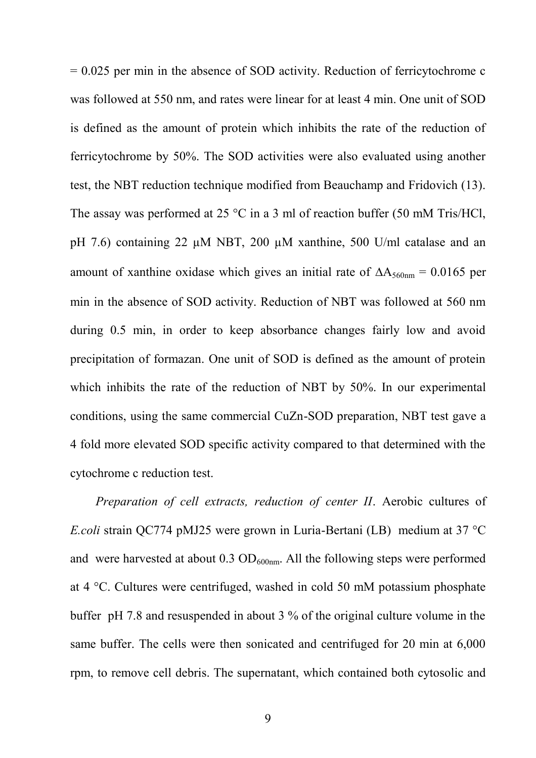= 0.025 per min in the absence of SOD activity. Reduction of ferricytochrome c was followed at 550 nm, and rates were linear for at least 4 min. One unit of SOD is defined as the amount of protein which inhibits the rate of the reduction of ferricytochrome by 50%. The SOD activities were also evaluated using another test, the NBT reduction technique modified from Beauchamp and Fridovich (13). The assay was performed at 25 °C in a 3 ml of reaction buffer (50 mM Tris/HCl, pH 7.6) containing 22 µM NBT, 200 µM xanthine, 500 U/ml catalase and an amount of xanthine oxidase which gives an initial rate of $\Delta A_{560nm}$ = 0.0165 per min in the absence of SOD activity. Reduction of NBT was followed at 560 nm during 0.5 min, in order to keep absorbance changes fairly low and avoid precipitation of formazan. One unit of SOD is defined as the amount of protein which inhibits the rate of the reduction of NBT by 50%. In our experimental conditions, using the same commercial CuZn-SOD preparation, NBT test gave a 4 fold more elevated SOD specific activity compared to that determined with the cytochrome c reduction test.

*Preparation of cell extracts, reduction of center II*. Aerobic cultures of *E.coli* strain QC774 pMJ25 were grown in Luria-Bertani (LB) medium at 37 °C and were harvested at about 0.3 $OD_{600nm}$. All the following steps were performed at 4 °C. Cultures were centrifuged, washed in cold 50 mM potassium phosphate buffer pH 7.8 and resuspended in about 3 % of the original culture volume in the same buffer. The cells were then sonicated and centrifuged for 20 min at 6,000 rpm, to remove cell debris. The supernatant, which contained both cytosolic and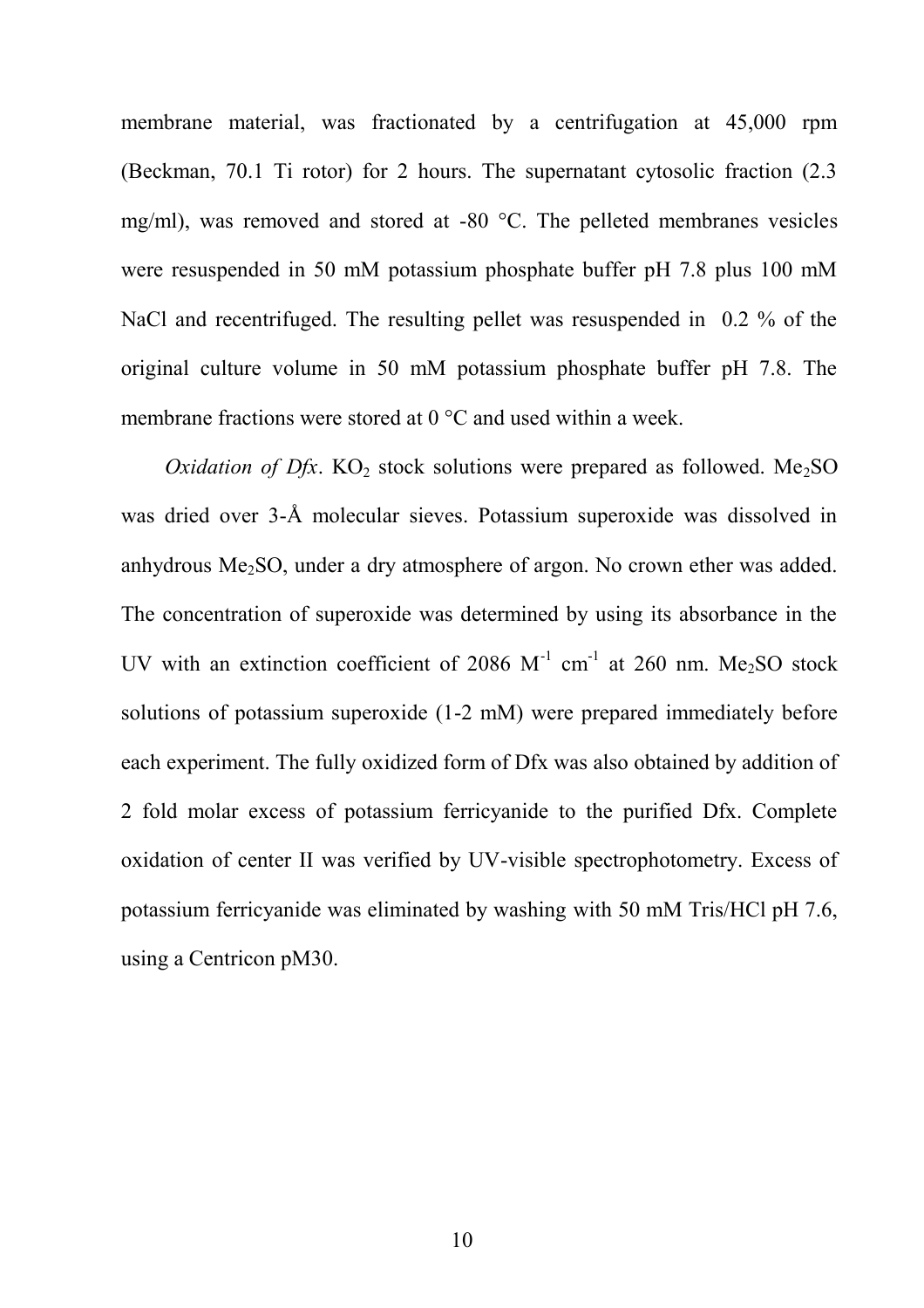membrane material, was fractionated by a centrifugation at 45,000 rpm (Beckman, 70.1 Ti rotor) for 2 hours. The supernatant cytosolic fraction (2.3 mg/ml), was removed and stored at -80 °C. The pelleted membranes vesicles were resuspended in 50 mM potassium phosphate buffer pH 7.8 plus 100 mM NaCl and recentrifuged. The resulting pellet was resuspended in 0.2 % of the original culture volume in 50 mM potassium phosphate buffer pH 7.8. The membrane fractions were stored at 0 °C and used within a week.

*Oxidation of Dfx*. $KO_2$ stock solutions were prepared as followed. $Me_2SO$ was dried over 3-Å molecular sieves. Potassium superoxide was dissolved in anhydrous $Me_2SO$, under a dry atmosphere of argon. No crown ether was added. The concentration of superoxide was determined by using its absorbance in the UV with an extinction coefficient of 2086 $M^{-1}$ $cm^{-1}$ at 260 nm. $Me_2SO$ stock solutions of potassium superoxide (1-2 mM) were prepared immediately before each experiment. The fully oxidized form of Dfx was also obtained by addition of 2 fold molar excess of potassium ferricyanide to the purified Dfx. Complete oxidation of center II was verified by UV-visible spectrophotometry. Excess of potassium ferricyanide was eliminated by washing with 50 mM Tris/HCl pH 7.6, using a Centricon pM30.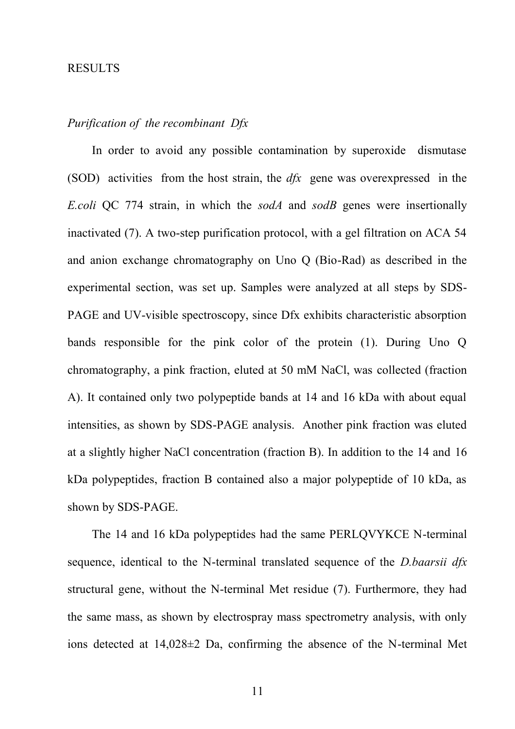## RESULTS

### *Purification of the recombinant Dfx*

In order to avoid any possible contamination by superoxide dismutase (SOD) activities from the host strain, the *dfx* gene was overexpressed in the *E.coli* QC 774 strain, in which the *sodA* and *sodB* genes were insertionally inactivated (7). A two-step purification protocol, with a gel filtration on ACA 54 and anion exchange chromatography on Uno Q (Bio-Rad) as described in the experimental section, was set up. Samples were analyzed at all steps by SDS-PAGE and UV-visible spectroscopy, since Dfx exhibits characteristic absorption bands responsible for the pink color of the protein (1). During Uno Q chromatography, a pink fraction, eluted at 50 mM NaCl, was collected (fraction A). It contained only two polypeptide bands at 14 and 16 kDa with about equal intensities, as shown by SDS-PAGE analysis. Another pink fraction was eluted at a slightly higher NaCl concentration (fraction B). In addition to the 14 and 16 kDa polypeptides, fraction B contained also a major polypeptide of 10 kDa, as shown by SDS-PAGE.

The 14 and 16 kDa polypeptides had the same PERLQVYKCE N-terminal sequence, identical to the N-terminal translated sequence of the *D.baarsii dfx* structural gene, without the N-terminal Met residue (7). Furthermore, they had the same mass, as shown by electrospray mass spectrometry analysis, with only ions detected at 14,028±2 Da, confirming the absence of the N-terminal Met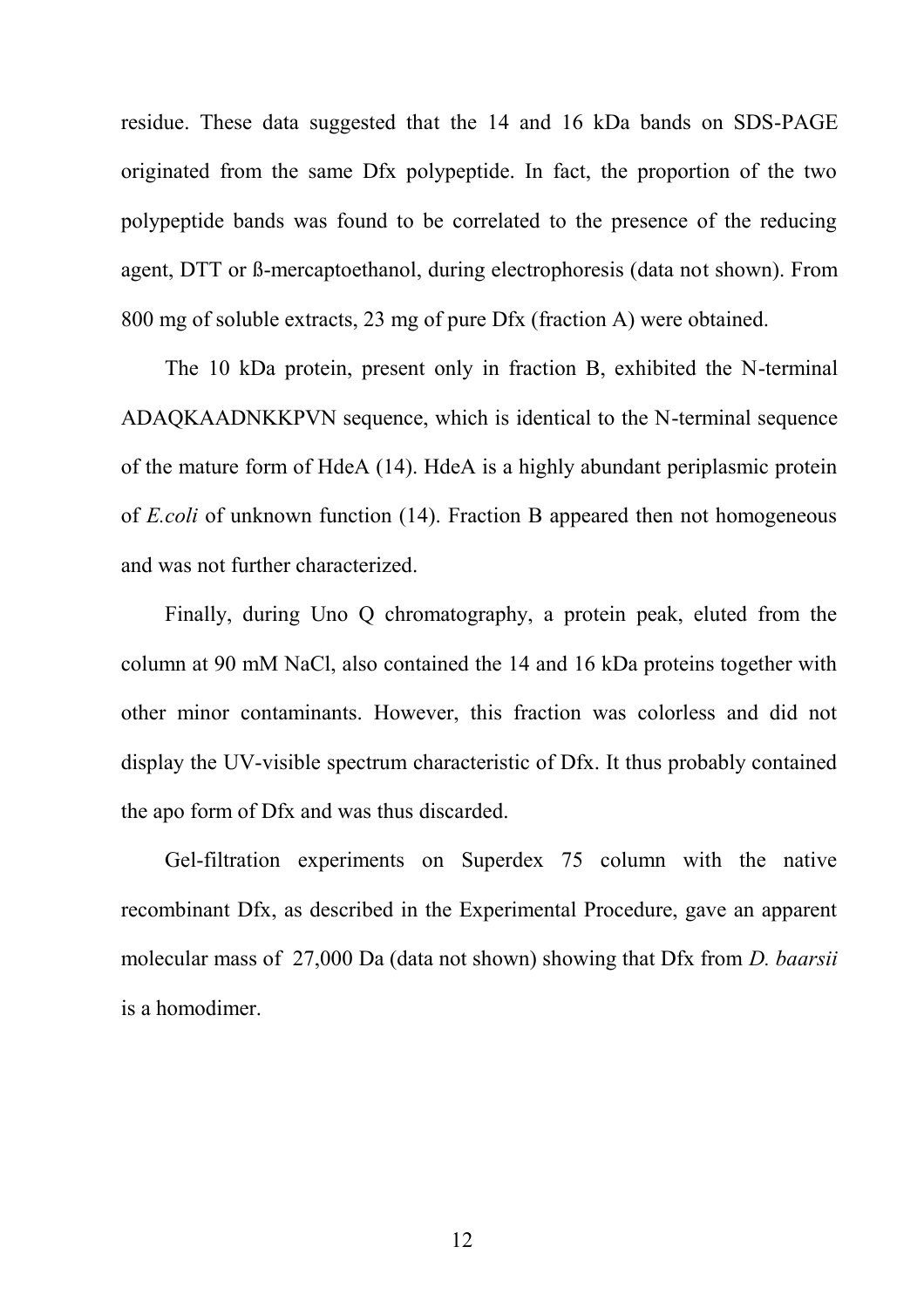residue. These data suggested that the 14 and 16 kDa bands on SDS-PAGE originated from the same Dfx polypeptide. In fact, the proportion of the two polypeptide bands was found to be correlated to the presence of the reducing agent, DTT or ß-mercaptoethanol, during electrophoresis (data not shown). From 800 mg of soluble extracts, 23 mg of pure Dfx (fraction A) were obtained.

The 10 kDa protein, present only in fraction B, exhibited the N-terminal ADAQKAADNKKPVN sequence, which is identical to the N-terminal sequence of the mature form of HdeA (14). HdeA is a highly abundant periplasmic protein of *E.coli* of unknown function (14). Fraction B appeared then not homogeneous and was not further characterized.

Finally, during Uno Q chromatography, a protein peak, eluted from the column at 90 mM NaCl, also contained the 14 and 16 kDa proteins together with other minor contaminants. However, this fraction was colorless and did not display the UV-visible spectrum characteristic of Dfx. It thus probably contained the apo form of Dfx and was thus discarded.

Gel-filtration experiments on Superdex 75 column with the native recombinant Dfx, as described in the Experimental Procedure, gave an apparent molecular mass of 27,000 Da (data not shown) showing that Dfx from *D. baarsii* is a homodimer.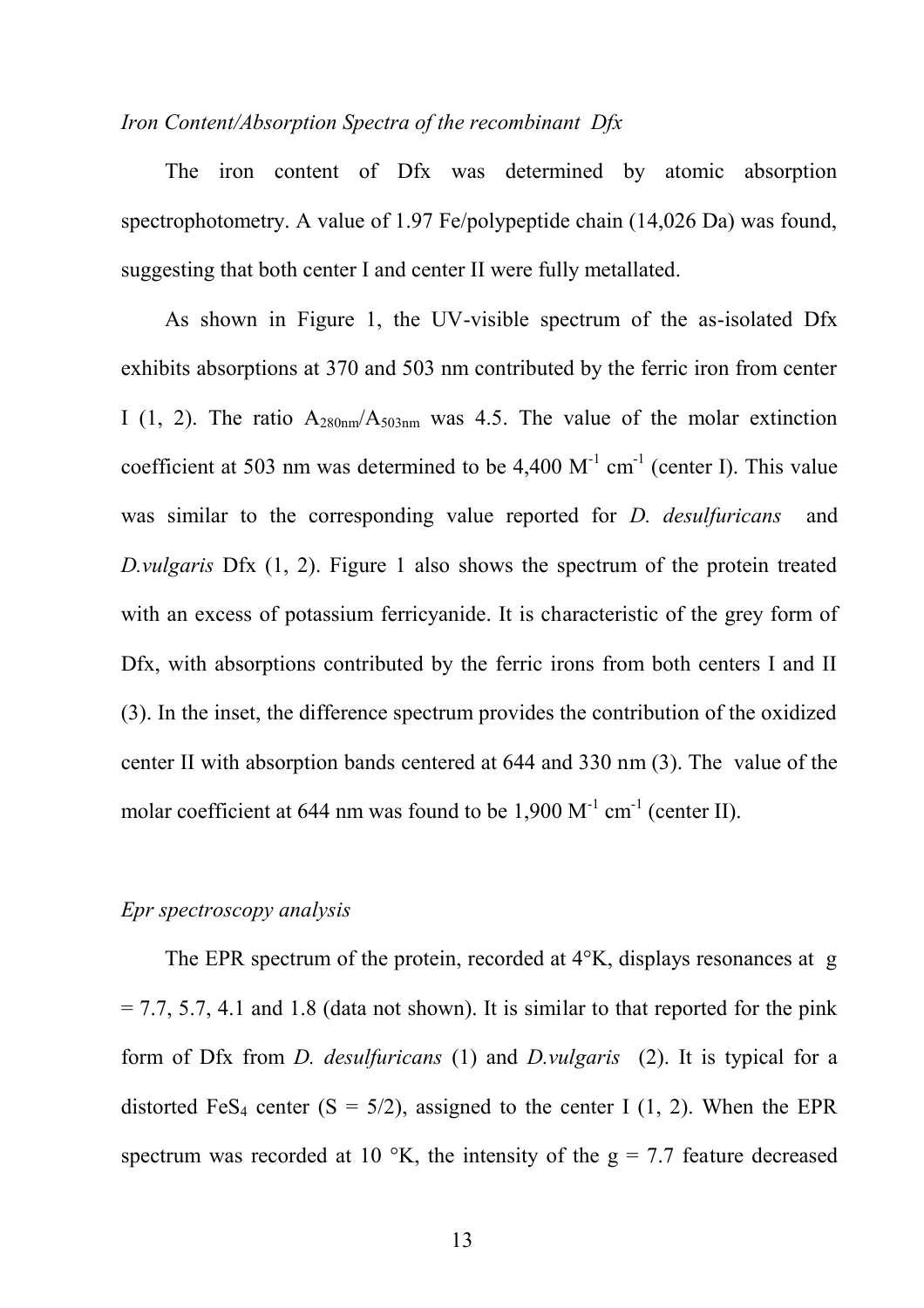*Iron Content/Absorption Spectra of the recombinant Dfx*

The iron content of Dfx was determined by atomic absorption spectrophotometry. A value of 1.97 Fe/polypeptide chain (14,026 Da) was found, suggesting that both center I and center II were fully metallated.

As shown in Figure 1, the UV-visible spectrum of the as-isolated Dfx exhibits absorptions at 370 and 503 nm contributed by the ferric iron from center I (1, 2). The ratio $A_{280nm}/A_{503nm}$ was 4.5. The value of the molar extinction coefficient at 503 nm was determined to be 4,400 $M^{-1}$ $cm^{-1}$ (center I). This value was similar to the corresponding value reported for *D. desulfuricans* and *D.vulgaris* Dfx (1, 2). Figure 1 also shows the spectrum of the protein treated with an excess of potassium ferricyanide. It is characteristic of the grey form of Dfx, with absorptions contributed by the ferric irons from both centers I and II (3). In the inset, the difference spectrum provides the contribution of the oxidized center II with absorption bands centered at 644 and 330 nm (3). The value of the molar coefficient at 644 nm was found to be 1,900 $M^{-1}$ $cm^{-1}$ (center II).

*Epr spectroscopy analysis*

The EPR spectrum of the protein, recorded at 4°K, displays resonances at g = 7.7, 5.7, 4.1 and 1.8 (data not shown). It is similar to that reported for the pink form of Dfx from *D. desulfuricans* (1) and *D.vulgaris* (2). It is typical for a distorted $FeS_4$ center (S = 5/2), assigned to the center I (1, 2). When the EPR spectrum was recorded at 10 °K, the intensity of the g = 7.7 feature decreased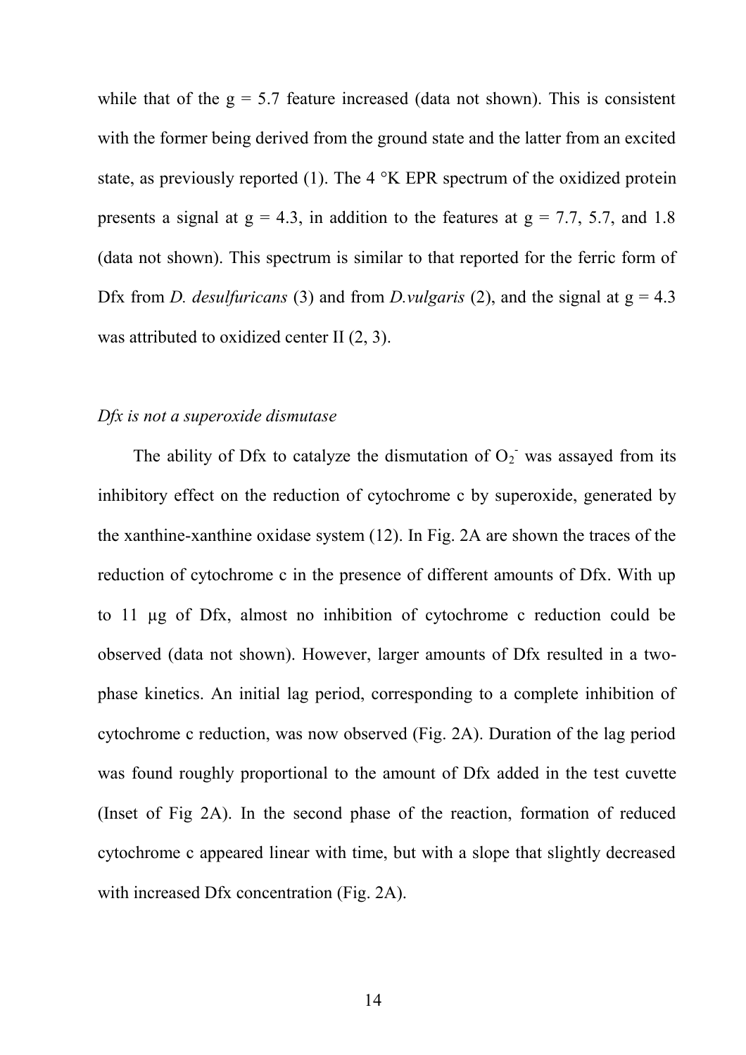while that of the $g = 5.7$ feature increased (data not shown). This is consistent with the former being derived from the ground state and the latter from an excited state, as previously reported (1). The 4 °K EPR spectrum of the oxidized protein presents a signal at $g = 4.3$, in addition to the features at $g = 7.7$, 5.7, and 1.8 (data not shown). This spectrum is similar to that reported for the ferric form of Dfx from *D. desulfuricans* (3) and from *D.vulgaris* (2), and the signal at $g = 4.3$ was attributed to oxidized center II (2, 3).

*Dfx is not a superoxide dismutase*

The ability of Dfx to catalyze the dismutation of $O_2^-$ was assayed from its inhibitory effect on the reduction of cytochrome c by superoxide, generated by the xanthine-xanthine oxidase system (12). In Fig. 2A are shown the traces of the reduction of cytochrome c in the presence of different amounts of Dfx. With up to 11 µg of Dfx, almost no inhibition of cytochrome c reduction could be observed (data not shown). However, larger amounts of Dfx resulted in a two-phase kinetics. An initial lag period, corresponding to a complete inhibition of cytochrome c reduction, was now observed (Fig. 2A). Duration of the lag period was found roughly proportional to the amount of Dfx added in the test cuvette (Inset of Fig 2A). In the second phase of the reaction, formation of reduced cytochrome c appeared linear with time, but with a slope that slightly decreased with increased Dfx concentration (Fig. 2A).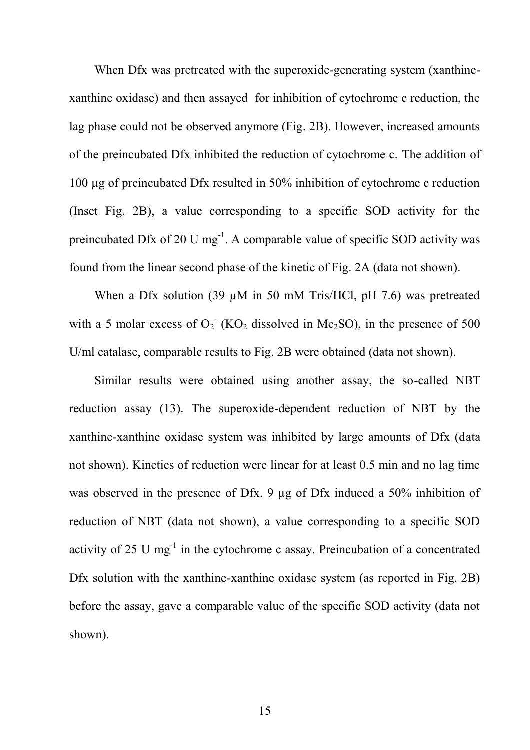When Dfx was pretreated with the superoxide-generating system (xanthine-xanthine oxidase) and then assayed for inhibition of cytochrome c reduction, the lag phase could not be observed anymore (Fig. 2B). However, increased amounts of the preincubated Dfx inhibited the reduction of cytochrome c. The addition of 100 µg of preincubated Dfx resulted in 50% inhibition of cytochrome c reduction (Inset Fig. 2B), a value corresponding to a specific SOD activity for the preincubated Dfx of 20 U $mg^{-1}$. A comparable value of specific SOD activity was found from the linear second phase of the kinetic of Fig. 2A (data not shown).

When a Dfx solution (39 µM in 50 mM Tris/HCl, pH 7.6) was pretreated with a 5 molar excess of $O_2^-$ ($KO_2$ dissolved in $Me_2SO$), in the presence of 500 U/ml catalase, comparable results to Fig. 2B were obtained (data not shown).

Similar results were obtained using another assay, the so-called NBT reduction assay (13). The superoxide-dependent reduction of NBT by the xanthine-xanthine oxidase system was inhibited by large amounts of Dfx (data not shown). Kinetics of reduction were linear for at least 0.5 min and no lag time was observed in the presence of Dfx. 9 µg of Dfx induced a 50% inhibition of reduction of NBT (data not shown), a value corresponding to a specific SOD activity of 25 U $mg^{-1}$ in the cytochrome c assay. Preincubation of a concentrated Dfx solution with the xanthine-xanthine oxidase system (as reported in Fig. 2B) before the assay, gave a comparable value of the specific SOD activity (data not shown).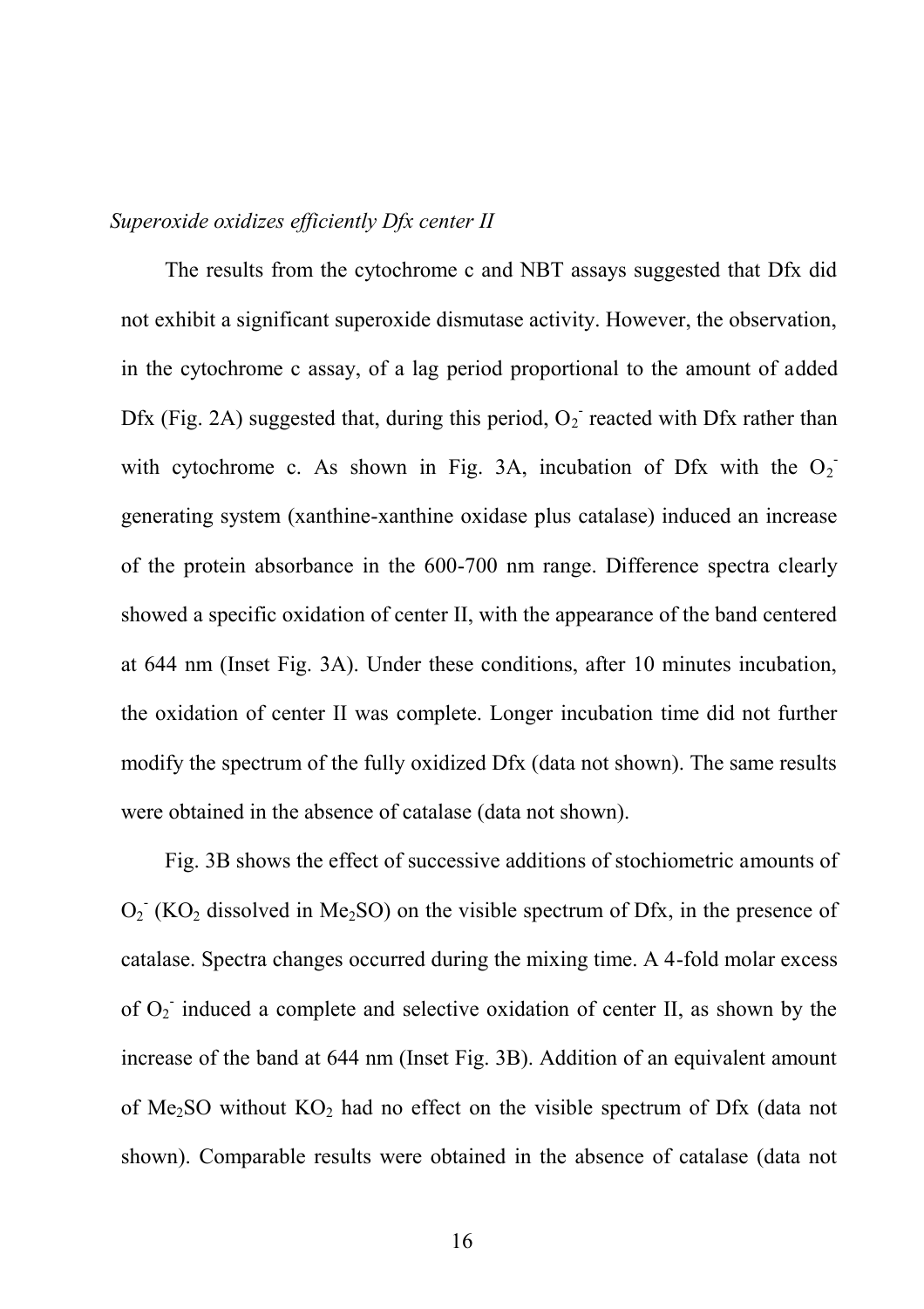*Superoxide oxidizes efficiently Dfx center II*

The results from the cytochrome c and NBT assays suggested that Dfx did not exhibit a significant superoxide dismutase activity. However, the observation, in the cytochrome c assay, of a lag period proportional to the amount of added Dfx (Fig. 2A) suggested that, during this period, $O_2^-$ reacted with Dfx rather than with cytochrome c. As shown in Fig. 3A, incubation of Dfx with the $O_2^-$ generating system (xanthine-xanthine oxidase plus catalase) induced an increase of the protein absorbance in the 600-700 nm range. Difference spectra clearly showed a specific oxidation of center II, with the appearance of the band centered at 644 nm (Inset Fig. 3A). Under these conditions, after 10 minutes incubation, the oxidation of center II was complete. Longer incubation time did not further modify the spectrum of the fully oxidized Dfx (data not shown). The same results were obtained in the absence of catalase (data not shown).

Fig. 3B shows the effect of successive additions of stochiometric amounts of $O_2^-$ ($KO_2$ dissolved in $Me_2SO$) on the visible spectrum of Dfx, in the presence of catalase. Spectra changes occurred during the mixing time. A 4-fold molar excess of $O_2^-$ induced a complete and selective oxidation of center II, as shown by the increase of the band at 644 nm (Inset Fig. 3B). Addition of an equivalent amount of $Me_2SO$ without $KO_2$ had no effect on the visible spectrum of Dfx (data not shown). Comparable results were obtained in the absence of catalase (data not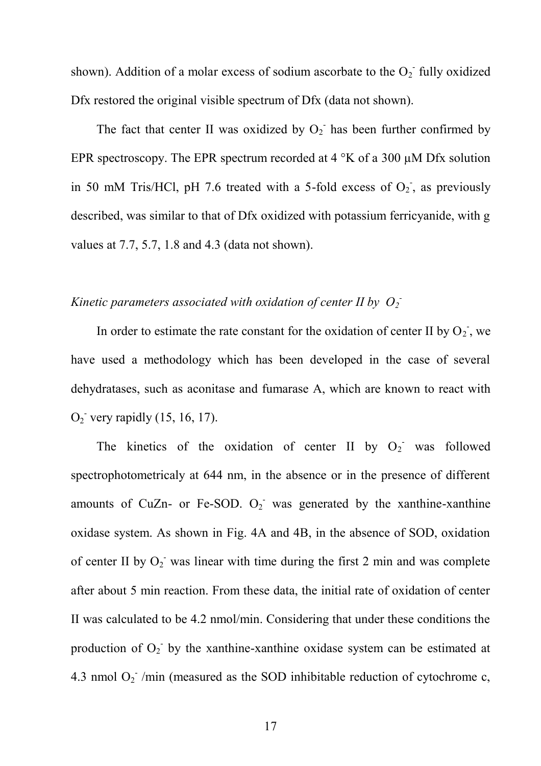shown). Addition of a molar excess of sodium ascorbate to the $O_2^-$ fully oxidized Dfx restored the original visible spectrum of Dfx (data not shown).

The fact that center II was oxidized by $O_2^-$ has been further confirmed by EPR spectroscopy. The EPR spectrum recorded at 4 °K of a 300 µM Dfx solution in 50 mM Tris/HCl, pH 7.6 treated with a 5-fold excess of $O_2^-$, as previously described, was similar to that of Dfx oxidized with potassium ferricyanide, with g values at 7.7, 5.7, 1.8 and 4.3 (data not shown).

*Kinetic parameters associated with oxidation of center II by $O_2^-$*

In order to estimate the rate constant for the oxidation of center II by $O_2^-$, we have used a methodology which has been developed in the case of several dehydratases, such as aconitase and fumarase A, which are known to react with $O_2^-$ very rapidly (15, 16, 17).

The kinetics of the oxidation of center II by $O_2^-$ was followed spectrophotometricaly at 644 nm, in the absence or in the presence of different amounts of CuZn- or Fe-SOD. $O_2^-$ was generated by the xanthine-xanthine oxidase system. As shown in Fig. 4A and 4B, in the absence of SOD, oxidation of center II by $O_2^-$ was linear with time during the first 2 min and was complete after about 5 min reaction. From these data, the initial rate of oxidation of center II was calculated to be 4.2 nmol/min. Considering that under these conditions the production of $O_2^-$ by the xanthine-xanthine oxidase system can be estimated at 4.3 nmol $O_2^-$ /min (measured as the SOD inhibitable reduction of cytochrome c,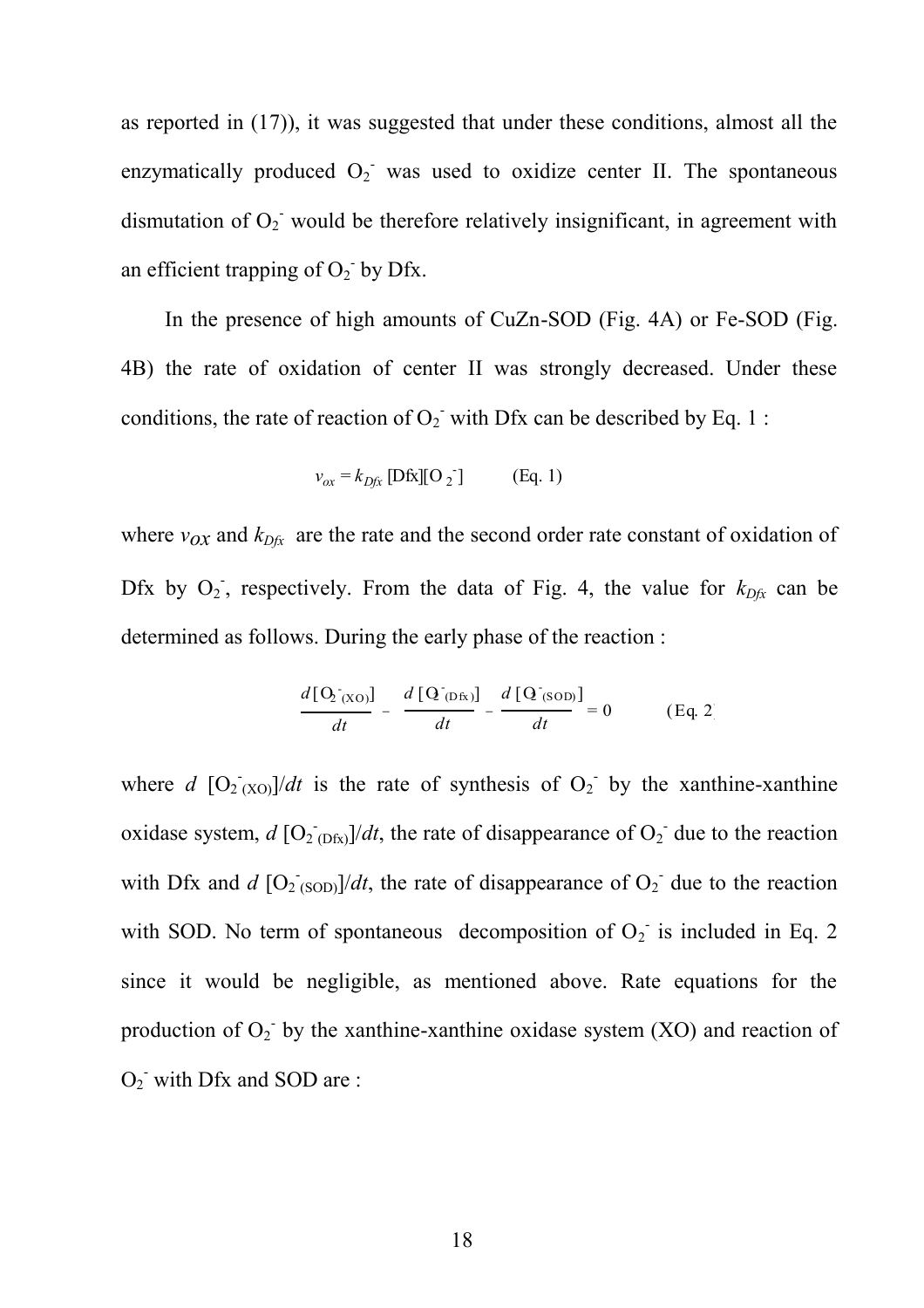as reported in (17)), it was suggested that under these conditions, almost all the enzymatically produced $O_2^-$ was used to oxidize center II. The spontaneous dismutation of $O_2^-$ would be therefore relatively insignificant, in agreement with an efficient trapping of $O_2^-$ by Dfx.

In the presence of high amounts of CuZn-SOD (Fig. 4A) or Fe-SOD (Fig. 4B) the rate of oxidation of center II was strongly decreased. Under these conditions, the rate of reaction of $O_2^-$ with Dfx can be described by Eq. 1 :

$$v_{ox} = k_{Dfx}\,[\mathrm{Dfx}][\mathrm{O_2^-}] \qquad \text{(Eq. 1)}$$

where $v_{OX}$ and $k_{Dfx}$ are the rate and the second order rate constant of oxidation of Dfx by $O_2^-$, respectively. From the data of Fig. 4, the value for $k_{Dfx}$ can be determined as follows. During the early phase of the reaction :

$$\frac{d[\mathrm{O^-_{2\,(XO)}}]}{dt} - \frac{d[\mathrm{O^-_{2\,(Dfx)}}]}{dt} - \frac{d[\mathrm{O^-_{2\,(SOD)}}]}{dt} = 0 \qquad \text{(Eq. 2)}$$

where $d\,[O^-_{2\,(XO)}]/dt$ is the rate of synthesis of $O_2^-$ by the xanthine-xanthine oxidase system, $d\,[O^-_{2\,(Dfx)}]/dt$, the rate of disappearance of $O_2^-$ due to the reaction with Dfx and $d\,[O^-_{2\,(SOD)}]/dt$, the rate of disappearance of $O_2^-$ due to the reaction with SOD. No term of spontaneous decomposition of $O_2^-$ is included in Eq. 2 since it would be negligible, as mentioned above. Rate equations for the production of $O_2^-$ by the xanthine-xanthine oxidase system (XO) and reaction of $O_2^-$ with Dfx and SOD are :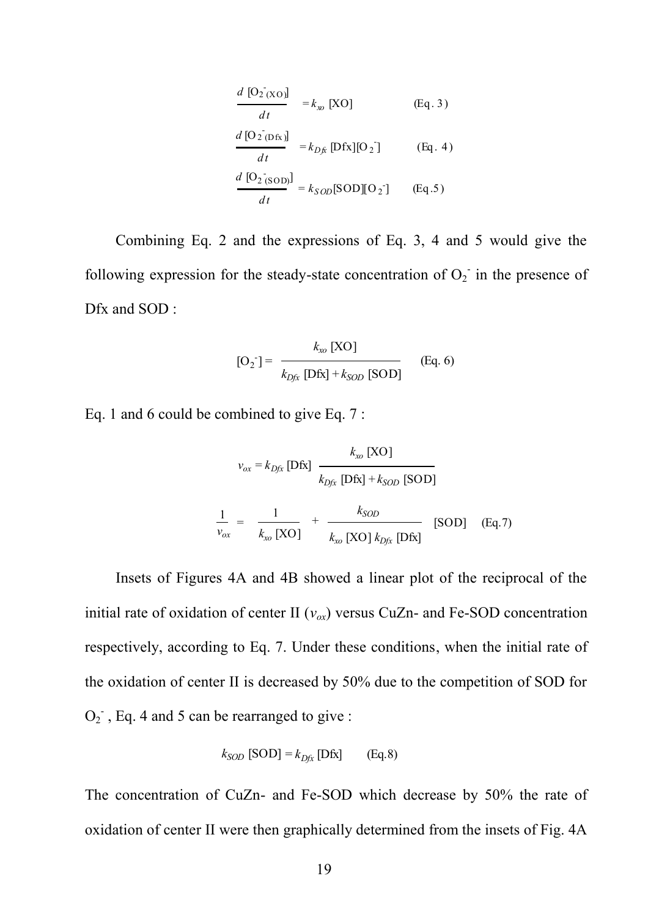$$\frac{d\,[O_2^-{}_{(XO)}]}{dt} = k_{xo}\,[XO] \qquad \text{(Eq. 3)}$$

$$\frac{d\,[O_2^-{}_{(Dfx)}]}{dt} = k_{Dfx}\,[Dfx][O_2^-] \qquad \text{(Eq. 4)}$$

$$\frac{d\,[O_2^-{}_{(SOD)}]}{dt} = k_{SOD}[SOD][O_2^-] \qquad \text{(Eq.5)}$$

Combining Eq. 2 and the expressions of Eq. 3, 4 and 5 would give the following expression for the steady-state concentration of $O_2^-$ in the presence of Dfx and SOD :

$$[O_2^-] = \frac{k_{xo}\,[XO]}{k_{Dfx}\,[Dfx] + k_{SOD}\,[SOD]} \qquad \text{(Eq. 6)}$$

Eq. 1 and 6 could be combined to give Eq. 7 :

$$v_{ox} = k_{Dfx}\,[Dfx]\,\frac{k_{xo}\,[XO]}{k_{Dfx}\,[Dfx] + k_{SOD}\,[SOD]}$$

$$\frac{1}{v_{ox}} = \frac{1}{k_{xo}\,[XO]} + \frac{k_{SOD}}{k_{xo}\,[XO]\,k_{Dfx}\,[Dfx]}\,[SOD] \qquad \text{(Eq.7)}$$

Insets of Figures 4A and 4B showed a linear plot of the reciprocal of the initial rate of oxidation of center II ($v_{ox}$) versus CuZn- and Fe-SOD concentration respectively, according to Eq. 7. Under these conditions, when the initial rate of the oxidation of center II is decreased by 50% due to the competition of SOD for $O_2^-$, Eq. 4 and 5 can be rearranged to give :

$$k_{SOD}\,[SOD] = k_{Dfx}\,[Dfx] \qquad \text{(Eq.8)}$$

The concentration of CuZn- and Fe-SOD which decrease by 50% the rate of oxidation of center II were then graphically determined from the insets of Fig. 4A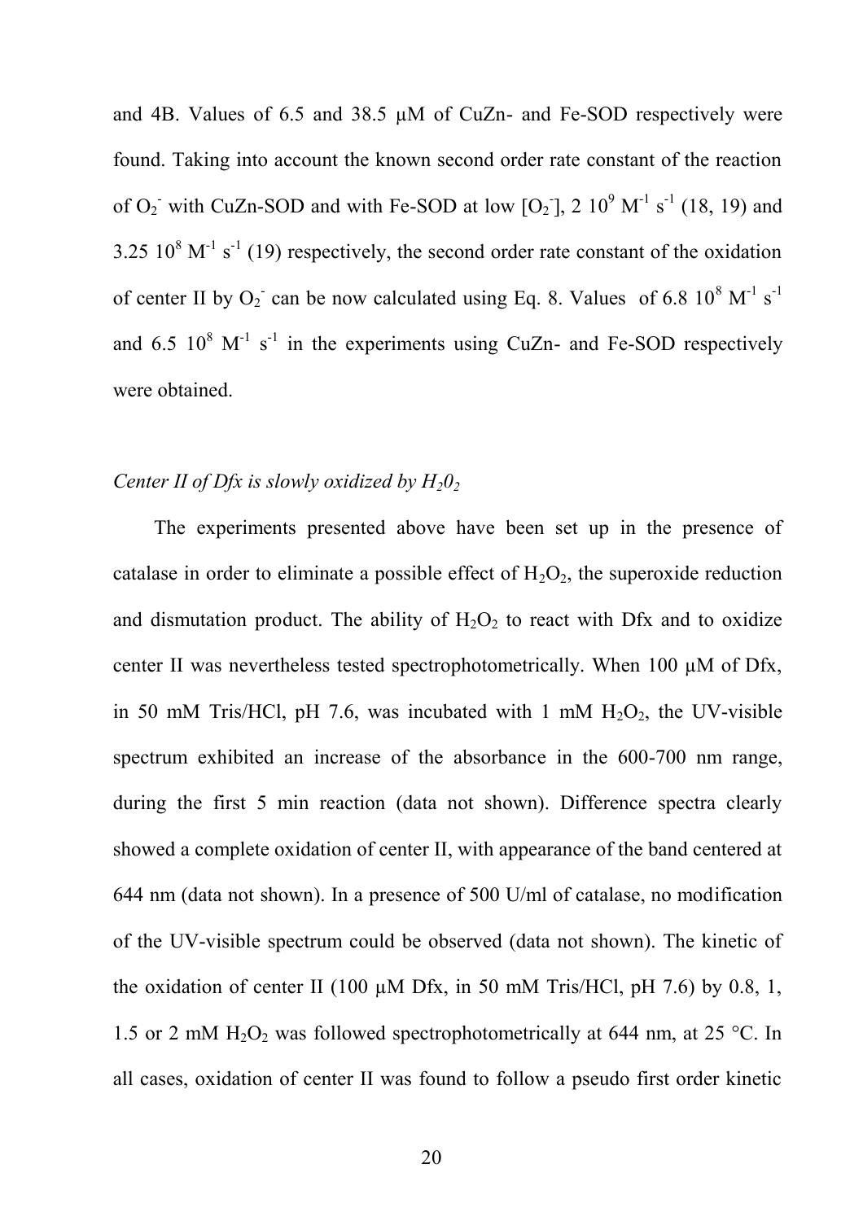and 4B. Values of 6.5 and 38.5 µM of CuZn- and Fe-SOD respectively were found. Taking into account the known second order rate constant of the reaction of $O_2^-$ with CuZn-SOD and with Fe-SOD at low $[O_2^-]$, $2\ 10^9\ M^{-1}\ s^{-1}$ (18, 19) and $3.25\ 10^8\ M^{-1}\ s^{-1}$ (19) respectively, the second order rate constant of the oxidation of center II by $O_2^-$ can be now calculated using Eq. 8. Values of $6.8\ 10^8\ M^{-1}\ s^{-1}$ and $6.5\ 10^8\ M^{-1}\ s^{-1}$ in the experiments using CuZn- and Fe-SOD respectively were obtained.

*Center II of Dfx is slowly oxidized by $H_2O_2$*

The experiments presented above have been set up in the presence of catalase in order to eliminate a possible effect of $H_2O_2$, the superoxide reduction and dismutation product. The ability of $H_2O_2$ to react with Dfx and to oxidize center II was nevertheless tested spectrophotometrically. When 100 µM of Dfx, in 50 mM Tris/HCl, pH 7.6, was incubated with 1 mM $H_2O_2$, the UV-visible spectrum exhibited an increase of the absorbance in the 600-700 nm range, during the first 5 min reaction (data not shown). Difference spectra clearly showed a complete oxidation of center II, with appearance of the band centered at 644 nm (data not shown). In a presence of 500 U/ml of catalase, no modification of the UV-visible spectrum could be observed (data not shown). The kinetic of the oxidation of center II (100 µM Dfx, in 50 mM Tris/HCl, pH 7.6) by 0.8, 1, 1.5 or 2 mM $H_2O_2$ was followed spectrophotometrically at 644 nm, at 25 °C. In all cases, oxidation of center II was found to follow a pseudo first order kinetic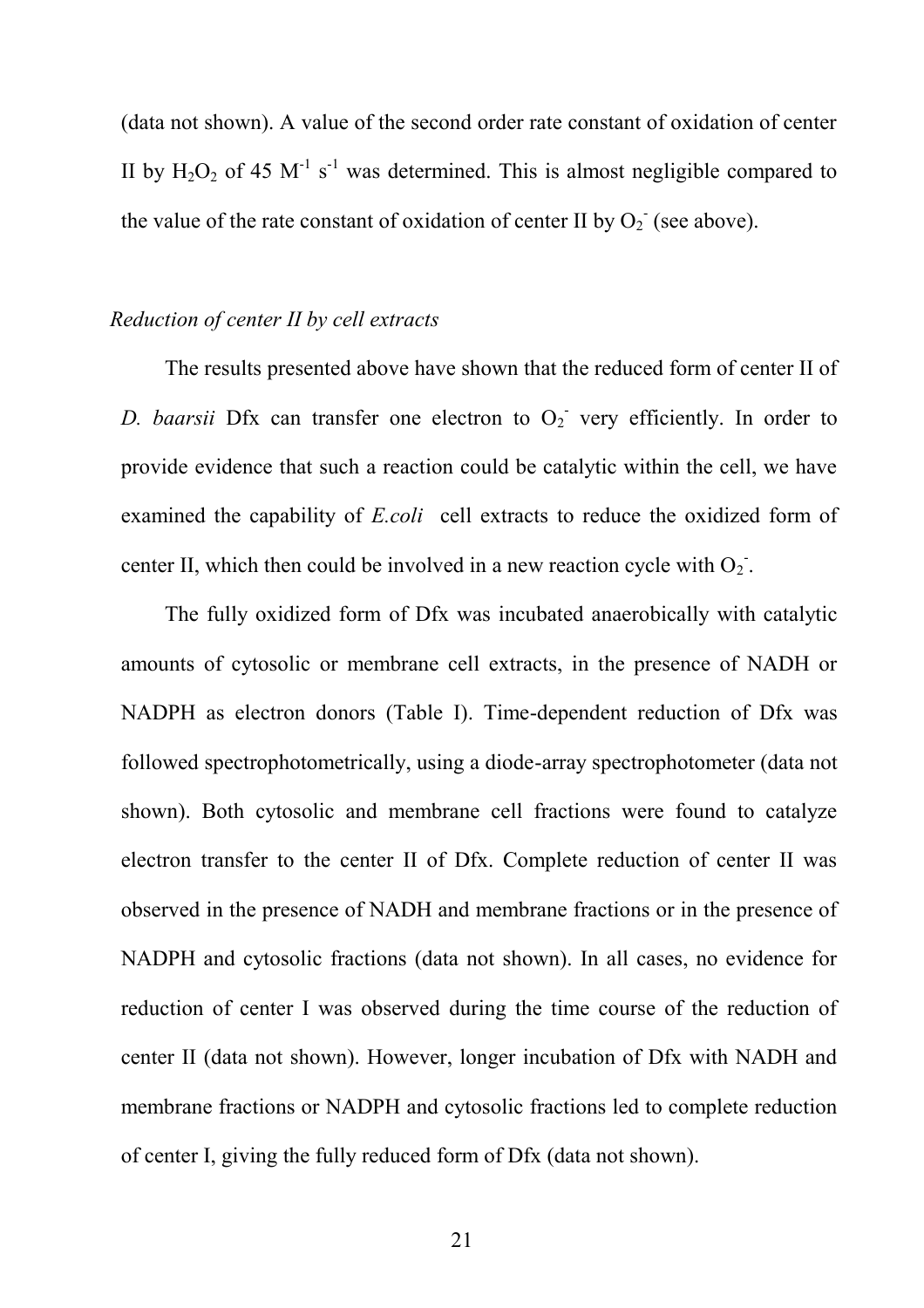(data not shown). A value of the second order rate constant of oxidation of center II by $H_2O_2$ of 45 $M^{-1}$ $s^{-1}$ was determined. This is almost negligible compared to the value of the rate constant of oxidation of center II by $O_2^-$ (see above).

### *Reduction of center II by cell extracts*

The results presented above have shown that the reduced form of center II of *D. baarsii* Dfx can transfer one electron to $O_2^-$ very efficiently. In order to provide evidence that such a reaction could be catalytic within the cell, we have examined the capability of *E.coli* cell extracts to reduce the oxidized form of center II, which then could be involved in a new reaction cycle with $O_2^-$.

The fully oxidized form of Dfx was incubated anaerobically with catalytic amounts of cytosolic or membrane cell extracts, in the presence of NADH or NADPH as electron donors (Table I). Time-dependent reduction of Dfx was followed spectrophotometrically, using a diode-array spectrophotometer (data not shown). Both cytosolic and membrane cell fractions were found to catalyze electron transfer to the center II of Dfx. Complete reduction of center II was observed in the presence of NADH and membrane fractions or in the presence of NADPH and cytosolic fractions (data not shown). In all cases, no evidence for reduction of center I was observed during the time course of the reduction of center II (data not shown). However, longer incubation of Dfx with NADH and membrane fractions or NADPH and cytosolic fractions led to complete reduction of center I, giving the fully reduced form of Dfx (data not shown).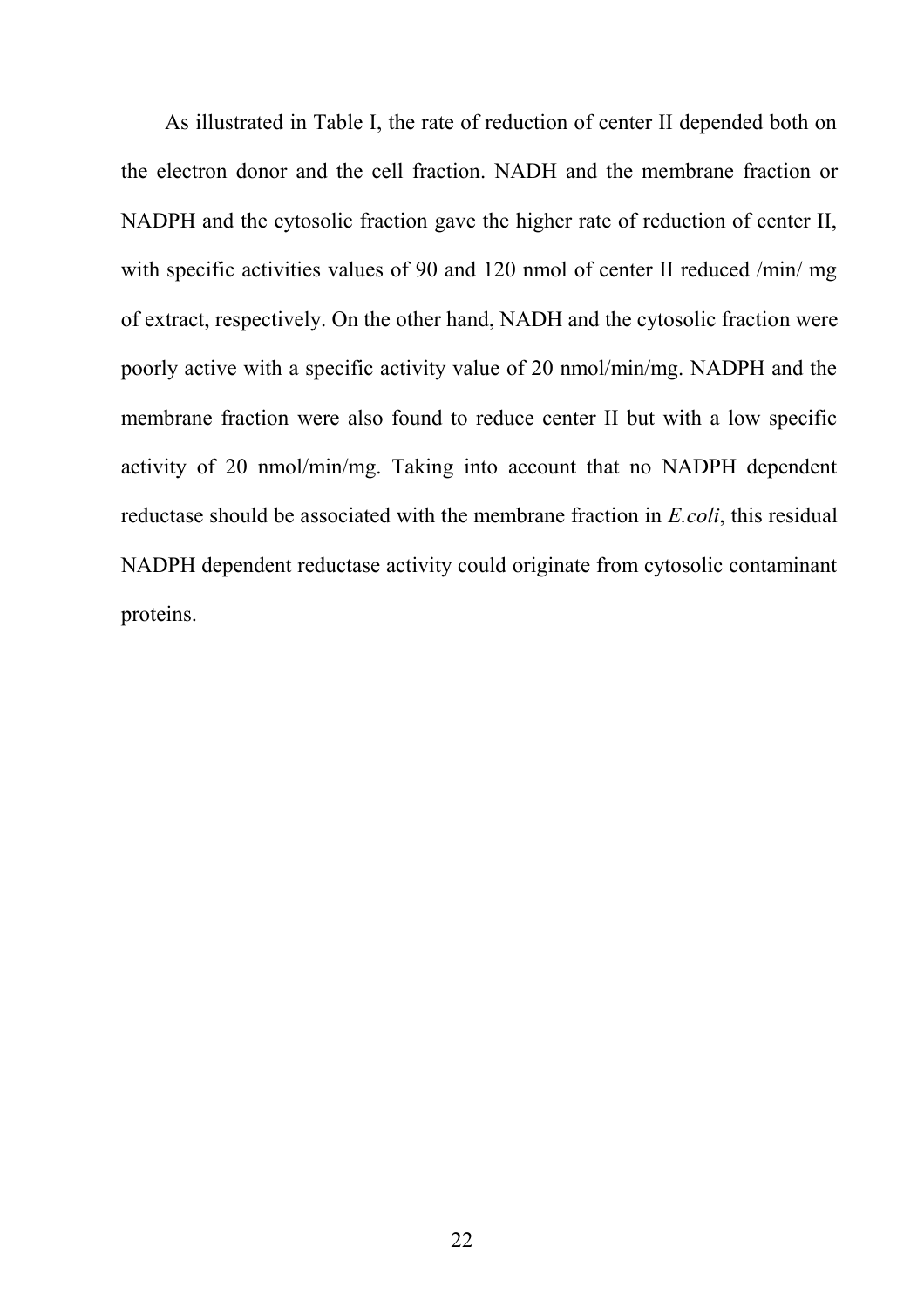As illustrated in Table I, the rate of reduction of center II depended both on the electron donor and the cell fraction. NADH and the membrane fraction or NADPH and the cytosolic fraction gave the higher rate of reduction of center II, with specific activities values of 90 and 120 nmol of center II reduced /min/ mg of extract, respectively. On the other hand, NADH and the cytosolic fraction were poorly active with a specific activity value of 20 nmol/min/mg. NADPH and the membrane fraction were also found to reduce center II but with a low specific activity of 20 nmol/min/mg. Taking into account that no NADPH dependent reductase should be associated with the membrane fraction in *E.coli*, this residual NADPH dependent reductase activity could originate from cytosolic contaminant proteins.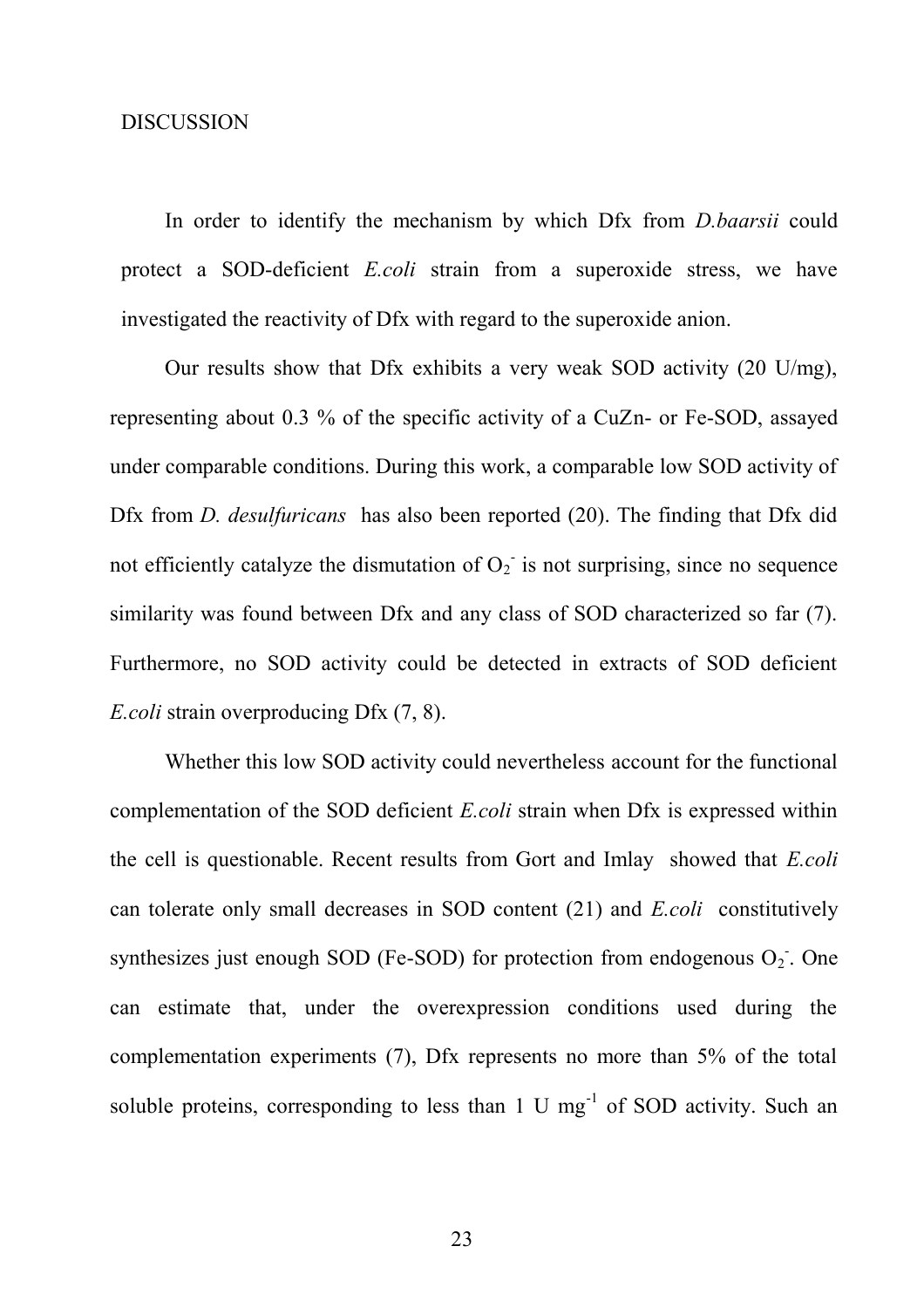## DISCUSSION

In order to identify the mechanism by which Dfx from *D.baarsii* could protect a SOD-deficient *E.coli* strain from a superoxide stress, we have investigated the reactivity of Dfx with regard to the superoxide anion.

Our results show that Dfx exhibits a very weak SOD activity (20 U/mg), representing about 0.3 % of the specific activity of a CuZn- or Fe-SOD, assayed under comparable conditions. During this work, a comparable low SOD activity of Dfx from *D. desulfuricans* has also been reported (20). The finding that Dfx did not efficiently catalyze the dismutation of $O_2^-$ is not surprising, since no sequence similarity was found between Dfx and any class of SOD characterized so far (7). Furthermore, no SOD activity could be detected in extracts of SOD deficient *E.coli* strain overproducing Dfx (7, 8).

Whether this low SOD activity could nevertheless account for the functional complementation of the SOD deficient *E.coli* strain when Dfx is expressed within the cell is questionable. Recent results from Gort and Imlay showed that *E.coli* can tolerate only small decreases in SOD content (21) and *E.coli* constitutively synthesizes just enough SOD (Fe-SOD) for protection from endogenous $O_2^-$. One can estimate that, under the overexpression conditions used during the complementation experiments (7), Dfx represents no more than 5% of the total soluble proteins, corresponding to less than 1 U $mg^{-1}$ of SOD activity. Such an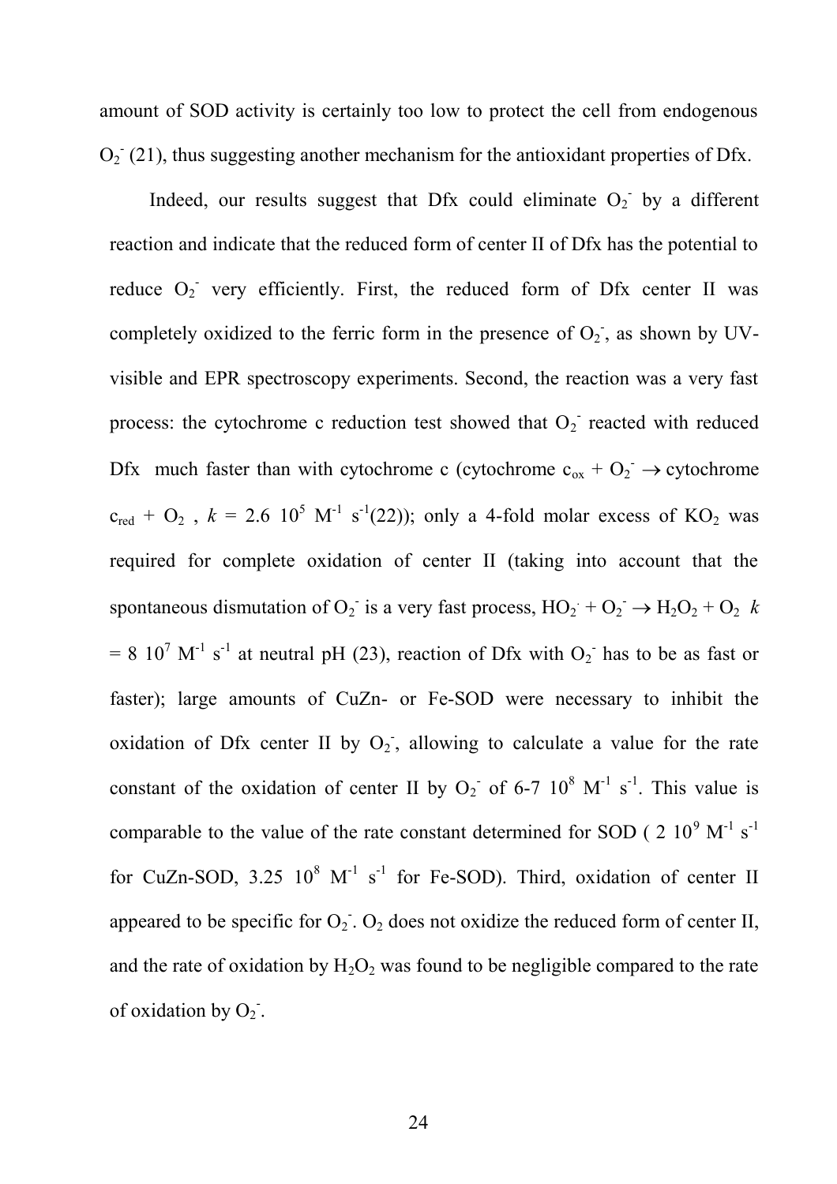amount of SOD activity is certainly too low to protect the cell from endogenous $O_2^-$ (21), thus suggesting another mechanism for the antioxidant properties of Dfx.

Indeed, our results suggest that Dfx could eliminate $O_2^-$ by a different reaction and indicate that the reduced form of center II of Dfx has the potential to reduce $O_2^-$ very efficiently. First, the reduced form of Dfx center II was completely oxidized to the ferric form in the presence of $O_2^-$, as shown by UV-visible and EPR spectroscopy experiments. Second, the reaction was a very fast process: the cytochrome c reduction test showed that $O_2^-$ reacted with reduced Dfx much faster than with cytochrome c (cytochrome $c_{ox} + O_2^- \rightarrow$ cytochrome $c_{red} + O_2$ , $k = 2.6\ 10^5\ M^{-1}\ s^{-1}$(22)); only a 4-fold molar excess of $KO_2$ was required for complete oxidation of center II (taking into account that the spontaneous dismutation of $O_2^-$ is a very fast process, $HO_2^{\cdot} + O_2^- \rightarrow H_2O_2 + O_2$ $k = 8\ 10^7\ M^{-1}\ s^{-1}$ at neutral pH (23), reaction of Dfx with $O_2^-$ has to be as fast or faster); large amounts of CuZn- or Fe-SOD were necessary to inhibit the oxidation of Dfx center II by $O_2^-$, allowing to calculate a value for the rate constant of the oxidation of center II by $O_2^-$ of 6-7 $10^8\ M^{-1}\ s^{-1}$. This value is comparable to the value of the rate constant determined for SOD ( $2\ 10^9\ M^{-1}\ s^{-1}$ for CuZn-SOD, $3.25\ 10^8\ M^{-1}\ s^{-1}$ for Fe-SOD). Third, oxidation of center II appeared to be specific for $O_2^-$. $O_2$ does not oxidize the reduced form of center II, and the rate of oxidation by $H_2O_2$ was found to be negligible compared to the rate of oxidation by $O_2^-$.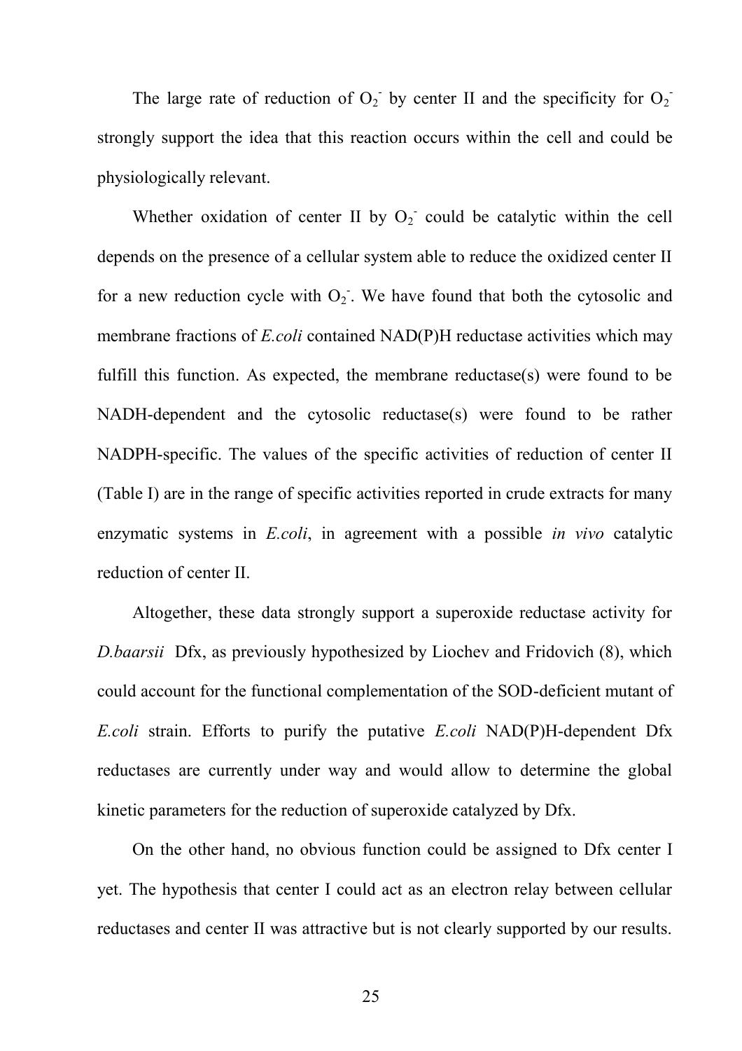The large rate of reduction of $O_2^-$ by center II and the specificity for $O_2^-$ strongly support the idea that this reaction occurs within the cell and could be physiologically relevant.

Whether oxidation of center II by $O_2^-$ could be catalytic within the cell depends on the presence of a cellular system able to reduce the oxidized center II for a new reduction cycle with $O_2^-$. We have found that both the cytosolic and membrane fractions of *E.coli* contained NAD(P)H reductase activities which may fulfill this function. As expected, the membrane reductase(s) were found to be NADH-dependent and the cytosolic reductase(s) were found to be rather NADPH-specific. The values of the specific activities of reduction of center II (Table I) are in the range of specific activities reported in crude extracts for many enzymatic systems in *E.coli*, in agreement with a possible *in vivo* catalytic reduction of center II.

Altogether, these data strongly support a superoxide reductase activity for *D.baarsii* Dfx, as previously hypothesized by Liochev and Fridovich (8), which could account for the functional complementation of the SOD-deficient mutant of *E.coli* strain. Efforts to purify the putative *E.coli* NAD(P)H-dependent Dfx reductases are currently under way and would allow to determine the global kinetic parameters for the reduction of superoxide catalyzed by Dfx.

On the other hand, no obvious function could be assigned to Dfx center I yet. The hypothesis that center I could act as an electron relay between cellular reductases and center II was attractive but is not clearly supported by our results.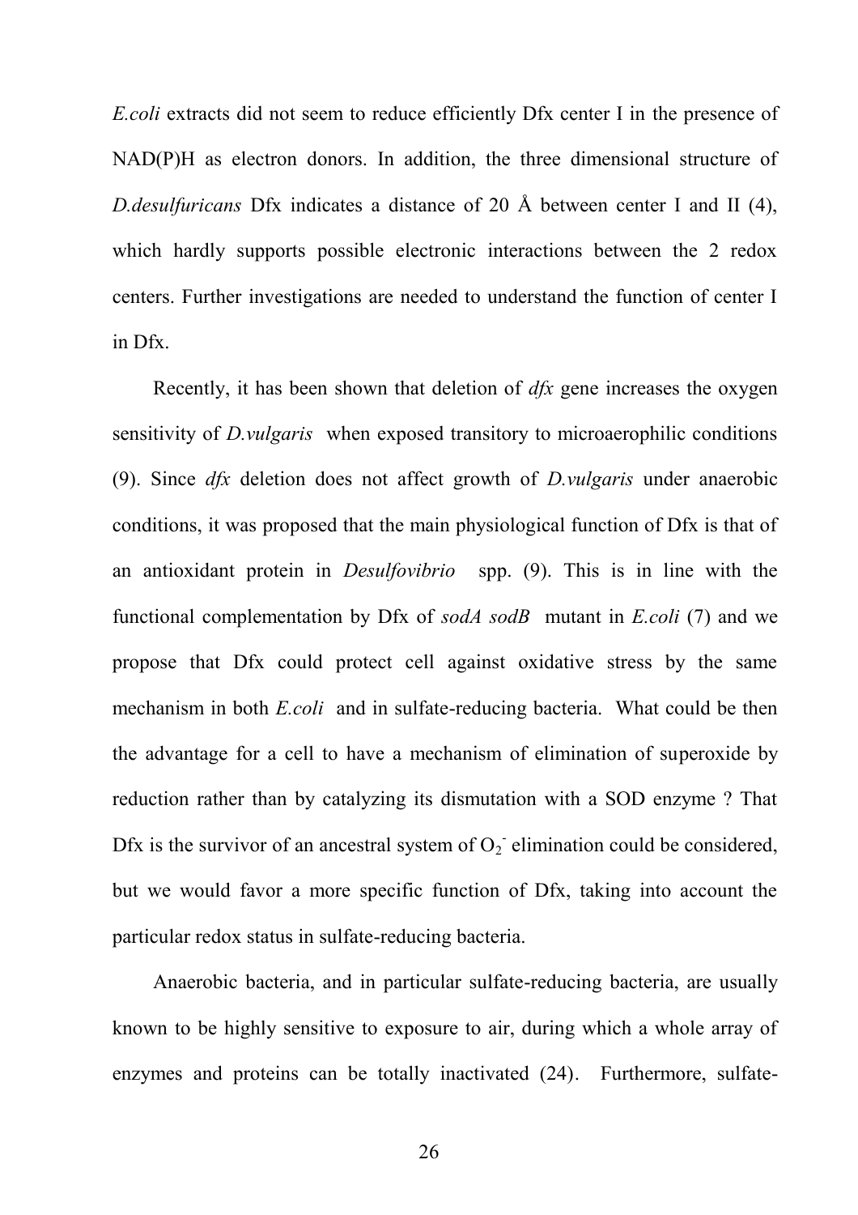*E.coli* extracts did not seem to reduce efficiently Dfx center I in the presence of NAD(P)H as electron donors. In addition, the three dimensional structure of *D.desulfuricans* Dfx indicates a distance of 20 Å between center I and II (4), which hardly supports possible electronic interactions between the 2 redox centers. Further investigations are needed to understand the function of center I in Dfx.

Recently, it has been shown that deletion of *dfx* gene increases the oxygen sensitivity of *D.vulgaris* when exposed transitory to microaerophilic conditions (9). Since *dfx* deletion does not affect growth of *D.vulgaris* under anaerobic conditions, it was proposed that the main physiological function of Dfx is that of an antioxidant protein in *Desulfovibrio* spp. (9). This is in line with the functional complementation by Dfx of *sodA sodB* mutant in *E.coli* (7) and we propose that Dfx could protect cell against oxidative stress by the same mechanism in both *E.coli* and in sulfate-reducing bacteria. What could be then the advantage for a cell to have a mechanism of elimination of superoxide by reduction rather than by catalyzing its dismutation with a SOD enzyme ? That Dfx is the survivor of an ancestral system of $O_2^-$ elimination could be considered, but we would favor a more specific function of Dfx, taking into account the particular redox status in sulfate-reducing bacteria.

Anaerobic bacteria, and in particular sulfate-reducing bacteria, are usually known to be highly sensitive to exposure to air, during which a whole array of enzymes and proteins can be totally inactivated (24). Furthermore, sulfate-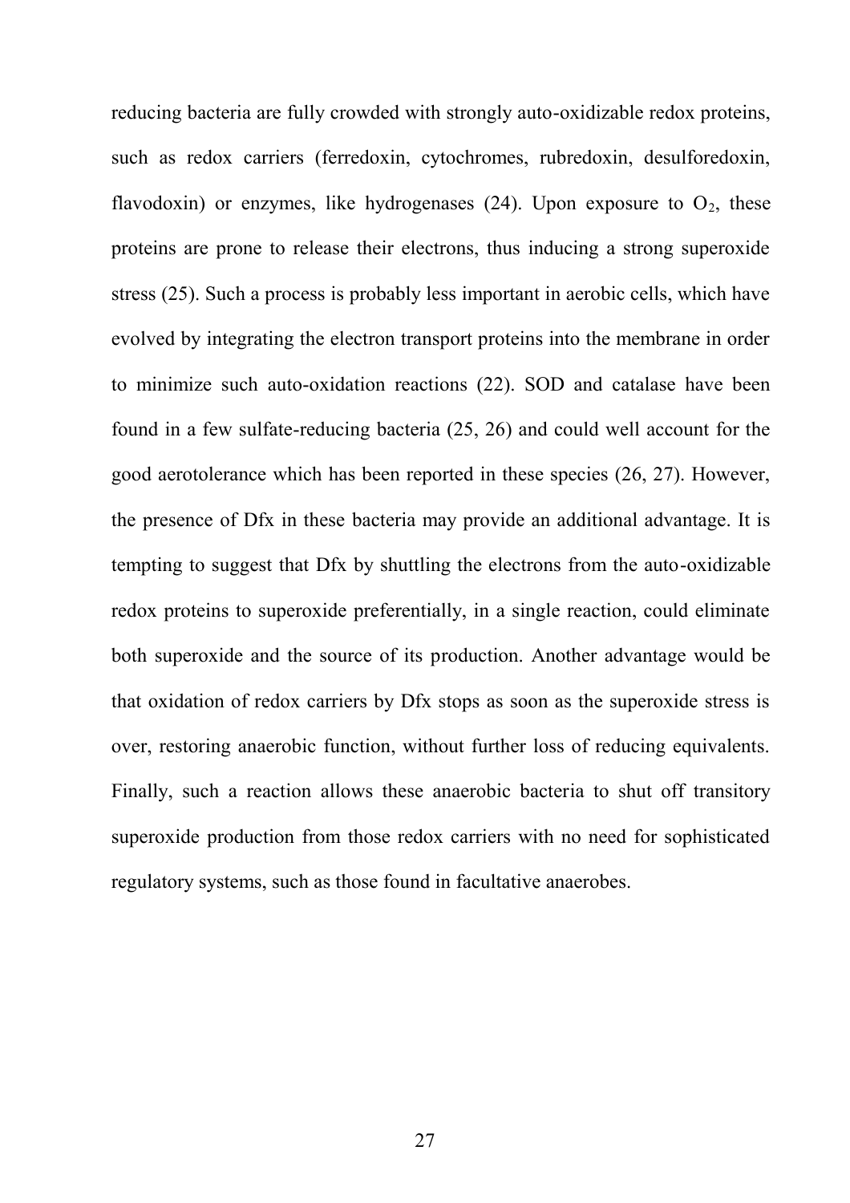reducing bacteria are fully crowded with strongly auto-oxidizable redox proteins, such as redox carriers (ferredoxin, cytochromes, rubredoxin, desulforedoxin, flavodoxin) or enzymes, like hydrogenases (24). Upon exposure to $O_2$, these proteins are prone to release their electrons, thus inducing a strong superoxide stress (25). Such a process is probably less important in aerobic cells, which have evolved by integrating the electron transport proteins into the membrane in order to minimize such auto-oxidation reactions (22). SOD and catalase have been found in a few sulfate-reducing bacteria (25, 26) and could well account for the good aerotolerance which has been reported in these species (26, 27). However, the presence of Dfx in these bacteria may provide an additional advantage. It is tempting to suggest that Dfx by shuttling the electrons from the auto-oxidizable redox proteins to superoxide preferentially, in a single reaction, could eliminate both superoxide and the source of its production. Another advantage would be that oxidation of redox carriers by Dfx stops as soon as the superoxide stress is over, restoring anaerobic function, without further loss of reducing equivalents. Finally, such a reaction allows these anaerobic bacteria to shut off transitory superoxide production from those redox carriers with no need for sophisticated regulatory systems, such as those found in facultative anaerobes.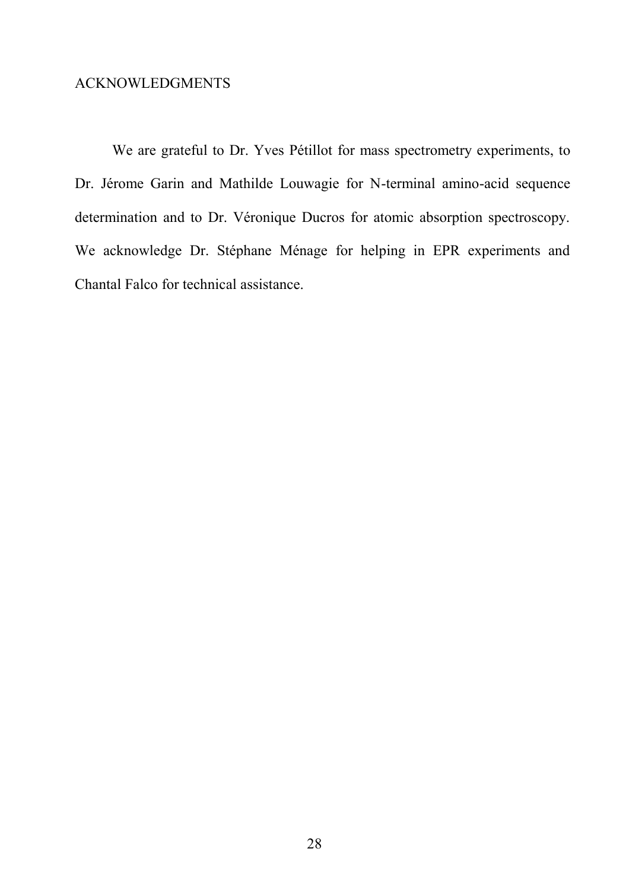## ACKNOWLEDGMENTS

We are grateful to Dr. Yves Pétillot for mass spectrometry experiments, to Dr. Jérome Garin and Mathilde Louwagie for N-terminal amino-acid sequence determination and to Dr. Véronique Ducros for atomic absorption spectroscopy. We acknowledge Dr. Stéphane Ménage for helping in EPR experiments and Chantal Falco for technical assistance.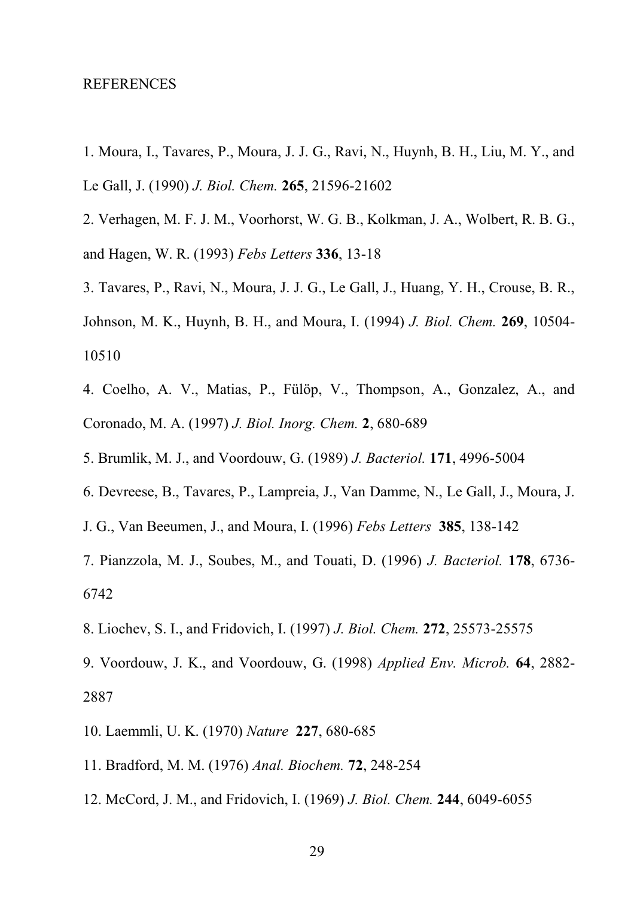REFERENCES

1. Moura, I., Tavares, P., Moura, J. J. G., Ravi, N., Huynh, B. H., Liu, M. Y., and Le Gall, J. (1990) *J. Biol. Chem.* **265**, 21596-21602

2. Verhagen, M. F. J. M., Voorhorst, W. G. B., Kolkman, J. A., Wolbert, R. B. G., and Hagen, W. R. (1993) *Febs Letters* **336**, 13-18

3. Tavares, P., Ravi, N., Moura, J. J. G., Le Gall, J., Huang, Y. H., Crouse, B. R., Johnson, M. K., Huynh, B. H., and Moura, I. (1994) *J. Biol. Chem.* **269**, 10504-10510

4. Coelho, A. V., Matias, P., Fülöp, V., Thompson, A., Gonzalez, A., and Coronado, M. A. (1997) *J. Biol. Inorg. Chem.* **2**, 680-689

5. Brumlik, M. J., and Voordouw, G. (1989) *J. Bacteriol.* **171**, 4996-5004

6. Devreese, B., Tavares, P., Lampreia, J., Van Damme, N., Le Gall, J., Moura, J. J. G., Van Beeumen, J., and Moura, I. (1996) *Febs Letters* **385**, 138-142

7. Pianzzola, M. J., Soubes, M., and Touati, D. (1996) *J. Bacteriol.* **178**, 6736-6742

8. Liochev, S. I., and Fridovich, I. (1997) *J. Biol. Chem.* **272**, 25573-25575

9. Voordouw, J. K., and Voordouw, G. (1998) *Applied Env. Microb.* **64**, 2882-2887

10. Laemmli, U. K. (1970) *Nature* **227**, 680-685

11. Bradford, M. M. (1976) *Anal. Biochem.* **72**, 248-254

12. McCord, J. M., and Fridovich, I. (1969) *J. Biol. Chem.* **244**, 6049-6055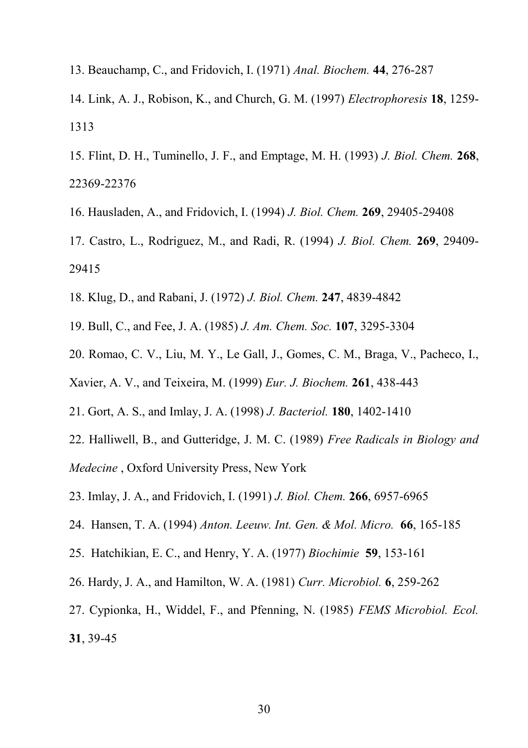13. Beauchamp, C., and Fridovich, I. (1971) *Anal. Biochem.* **44**, 276-287

14. Link, A. J., Robison, K., and Church, G. M. (1997) *Electrophoresis* **18**, 1259-1313

15. Flint, D. H., Tuminello, J. F., and Emptage, M. H. (1993) *J. Biol. Chem.* **268**, 22369-22376

16. Hausladen, A., and Fridovich, I. (1994) *J. Biol. Chem.* **269**, 29405-29408

17. Castro, L., Rodriguez, M., and Radi, R. (1994) *J. Biol. Chem.* **269**, 29409-29415

18. Klug, D., and Rabani, J. (1972) *J. Biol. Chem.* **247**, 4839-4842

19. Bull, C., and Fee, J. A. (1985) *J. Am. Chem. Soc.* **107**, 3295-3304

20. Romao, C. V., Liu, M. Y., Le Gall, J., Gomes, C. M., Braga, V., Pacheco, I., Xavier, A. V., and Teixeira, M. (1999) *Eur. J. Biochem.* **261**, 438-443

21. Gort, A. S., and Imlay, J. A. (1998) *J. Bacteriol.* **180**, 1402-1410

22. Halliwell, B., and Gutteridge, J. M. C. (1989) *Free Radicals in Biology and Medecine* , Oxford University Press, New York

23. Imlay, J. A., and Fridovich, I. (1991) *J. Biol. Chem.* **266**, 6957-6965

24. Hansen, T. A. (1994) *Anton. Leeuw. Int. Gen. & Mol. Micro.* **66**, 165-185

25. Hatchikian, E. C., and Henry, Y. A. (1977) *Biochimie* **59**, 153-161

26. Hardy, J. A., and Hamilton, W. A. (1981) *Curr. Microbiol.* **6**, 259-262

27. Cypionka, H., Widdel, F., and Pfenning, N. (1985) *FEMS Microbiol. Ecol.* **31**, 39-45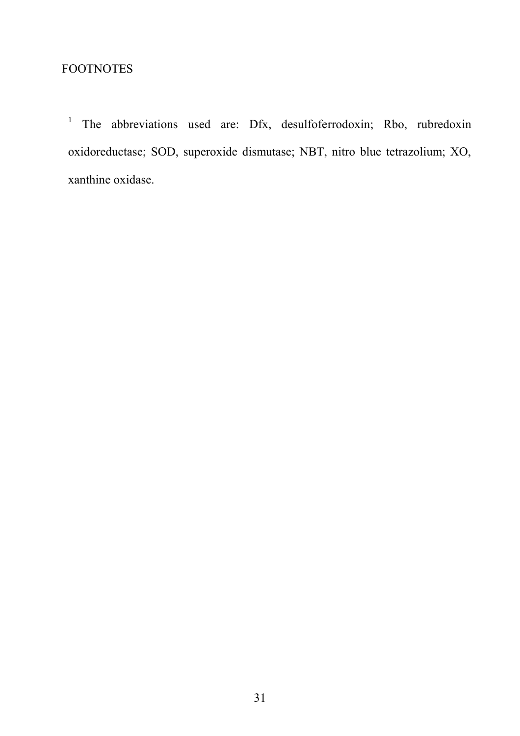FOOTNOTES

[1] The abbreviations used are: Dfx, desulfoferrodoxin; Rbo, rubredoxin oxidoreductase; SOD, superoxide dismutase; NBT, nitro blue tetrazolium; XO, xanthine oxidase.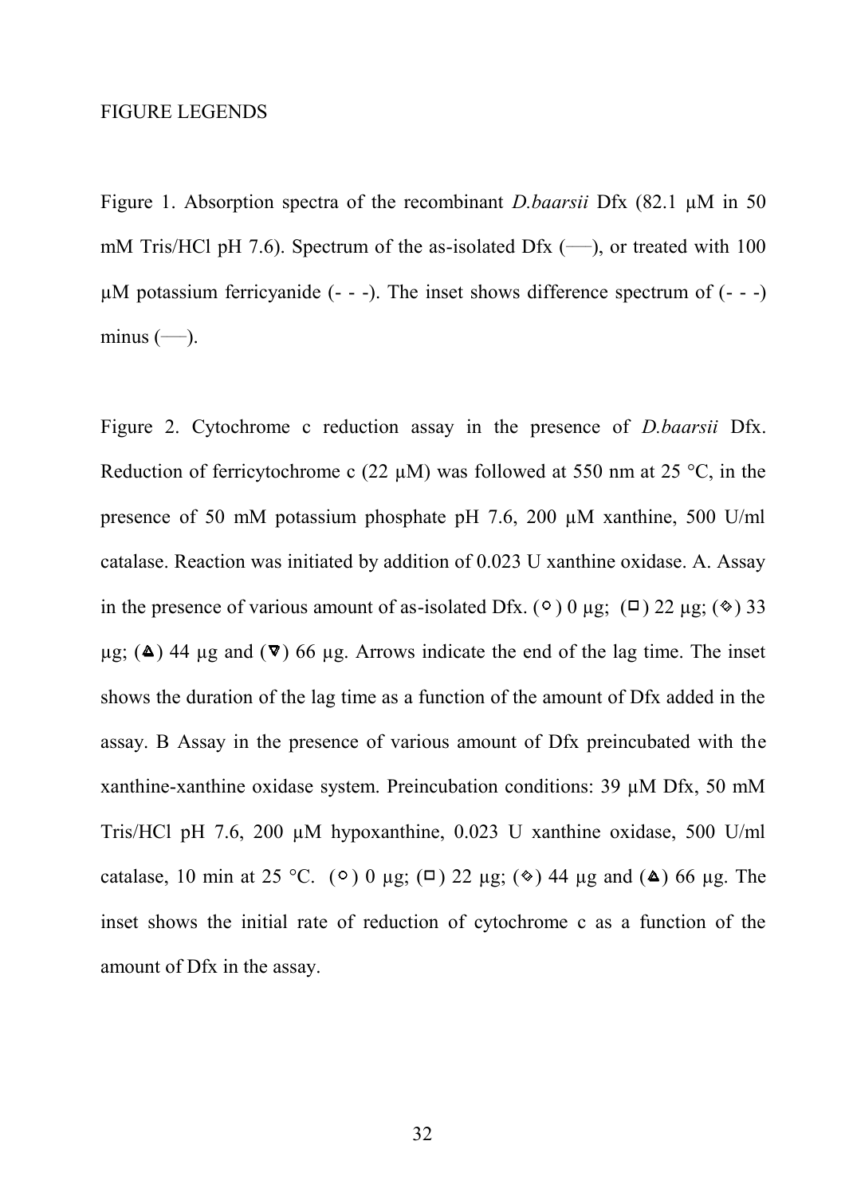FIGURE LEGENDS

Figure 1. Absorption spectra of the recombinant *D.baarsii* Dfx (82.1 µM in 50 mM Tris/HCl pH 7.6). Spectrum of the as-isolated Dfx (—), or treated with 100 µM potassium ferricyanide (- - -). The inset shows difference spectrum of (- - -) minus (—).

Figure 2. Cytochrome c reduction assay in the presence of *D.baarsii* Dfx. Reduction of ferricytochrome c (22 µM) was followed at 550 nm at 25 °C, in the presence of 50 mM potassium phosphate pH 7.6, 200 µM xanthine, 500 U/ml catalase. Reaction was initiated by addition of 0.023 U xanthine oxidase. A. Assay in the presence of various amount of as-isolated Dfx. (○) 0 µg; (□) 22 µg; (◇) 33 µg; (△) 44 µg and (▽) 66 µg. Arrows indicate the end of the lag time. The inset shows the duration of the lag time as a function of the amount of Dfx added in the assay. B Assay in the presence of various amount of Dfx preincubated with the xanthine-xanthine oxidase system. Preincubation conditions: 39 µM Dfx, 50 mM Tris/HCl pH 7.6, 200 µM hypoxanthine, 0.023 U xanthine oxidase, 500 U/ml catalase, 10 min at 25 °C. (○) 0 µg; (□) 22 µg; (◇) 44 µg and (△) 66 µg. The inset shows the initial rate of reduction of cytochrome c as a function of the amount of Dfx in the assay.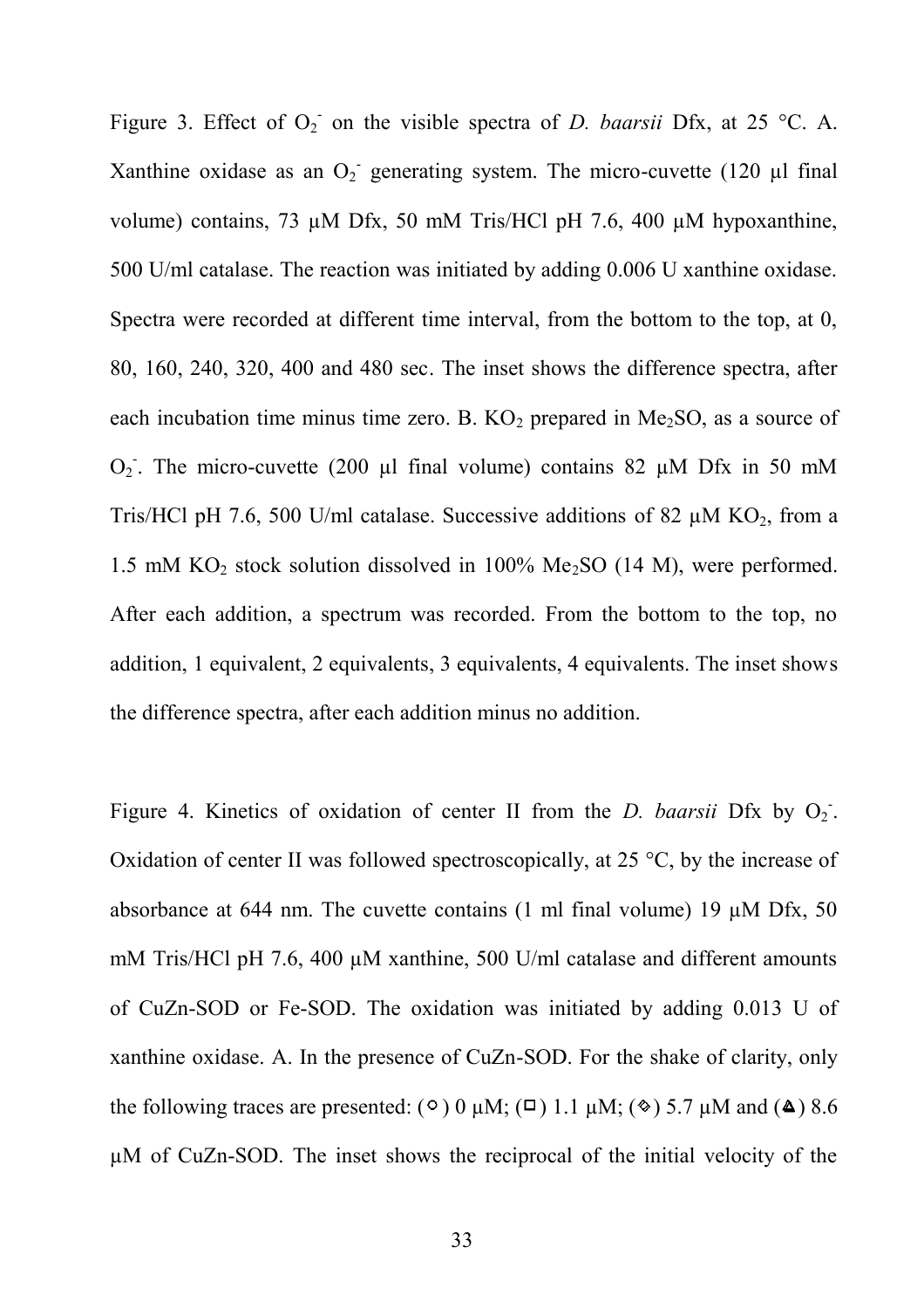Figure 3. Effect of $O_2^-$ on the visible spectra of *D. baarsii* Dfx, at 25 °C. A. Xanthine oxidase as an $O_2^-$ generating system. The micro-cuvette (120 µl final volume) contains, 73 µM Dfx, 50 mM Tris/HCl pH 7.6, 400 µM hypoxanthine, 500 U/ml catalase. The reaction was initiated by adding 0.006 U xanthine oxidase. Spectra were recorded at different time interval, from the bottom to the top, at 0, 80, 160, 240, 320, 400 and 480 sec. The inset shows the difference spectra, after each incubation time minus time zero. B. $KO_2$ prepared in $Me_2SO$, as a source of $O_2^-$. The micro-cuvette (200 µl final volume) contains 82 µM Dfx in 50 mM Tris/HCl pH 7.6, 500 U/ml catalase. Successive additions of 82 µM $KO_2$, from a 1.5 mM $KO_2$ stock solution dissolved in 100% $Me_2SO$ (14 M), were performed. After each addition, a spectrum was recorded. From the bottom to the top, no addition, 1 equivalent, 2 equivalents, 3 equivalents, 4 equivalents. The inset shows the difference spectra, after each addition minus no addition.

Figure 4. Kinetics of oxidation of center II from the *D. baarsii* Dfx by $O_2^-$. Oxidation of center II was followed spectroscopically, at 25 °C, by the increase of absorbance at 644 nm. The cuvette contains (1 ml final volume) 19 µM Dfx, 50 mM Tris/HCl pH 7.6, 400 µM xanthine, 500 U/ml catalase and different amounts of CuZn-SOD or Fe-SOD. The oxidation was initiated by adding 0.013 U of xanthine oxidase. A. In the presence of CuZn-SOD. For the shake of clarity, only the following traces are presented: (○) 0 µM; (□) 1.1 µM; (◇) 5.7 µM and (▲) 8.6 µM of CuZn-SOD. The inset shows the reciprocal of the initial velocity of the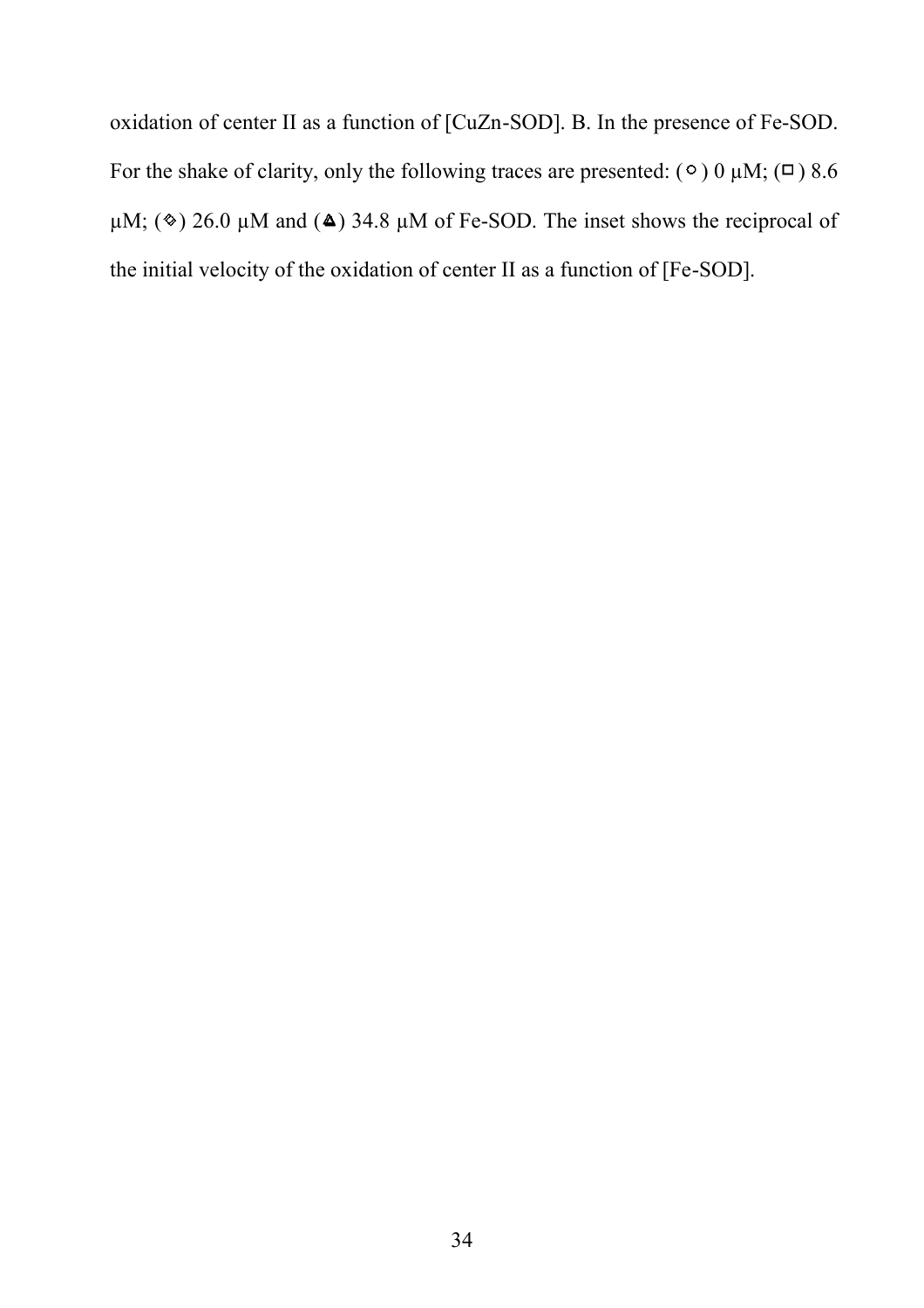oxidation of center II as a function of [CuZn-SOD]. B. In the presence of Fe-SOD. For the shake of clarity, only the following traces are presented: (○) 0 μM; (□) 8.6 μM; (◇) 26.0 μM and (▲) 34.8 μM of Fe-SOD. The inset shows the reciprocal of the initial velocity of the oxidation of center II as a function of [Fe-SOD].